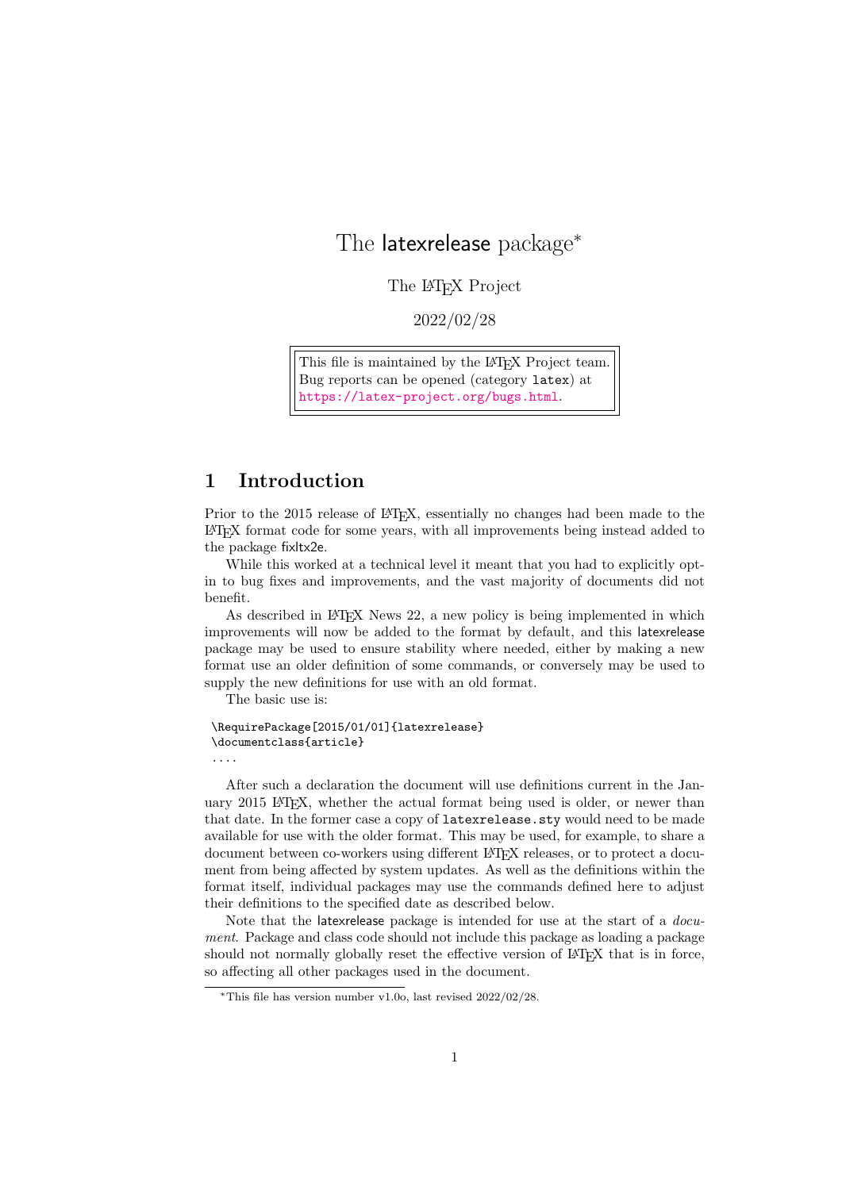# The latexrelease package*

The LaTeX Project

2022/02/28

This file is maintained by the LaTeX Project team.
Bug reports can be opened (category latex) at
https://latex-project.org/bugs.html.

## 1 Introduction

Prior to the 2015 release of LaTeX, essentially no changes had been made to the LaTeX format code for some years, with all improvements being instead added to the package fixltx2e.

While this worked at a technical level it meant that you had to explicitly opt-in to bug fixes and improvements, and the vast majority of documents did not benefit.

As described in LaTeX News 22, a new policy is being implemented in which improvements will now be added to the format by default, and this latexrelease package may be used to ensure stability where needed, either by making a new format use an older definition of some commands, or conversely may be used to supply the new definitions for use with an old format.

The basic use is:

```
\RequirePackage[2015/01/01]{latexrelease}
\documentclass{article}
....
```

After such a declaration the document will use definitions current in the January 2015 LaTeX, whether the actual format being used is older, or newer than that date. In the former case a copy of `latexrelease.sty` would need to be made available for use with the older format. This may be used, for example, to share a document between co-workers using different LaTeX releases, or to protect a document from being affected by system updates. As well as the definitions within the format itself, individual packages may use the commands defined here to adjust their definitions to the specified date as described below.

Note that the latexrelease package is intended for use at the start of a *document*. Package and class code should not include this package as loading a package should not normally globally reset the effective version of LaTeX that is in force, so affecting all other packages used in the document.

*This file has version number v1.0o, last revised 2022/02/28.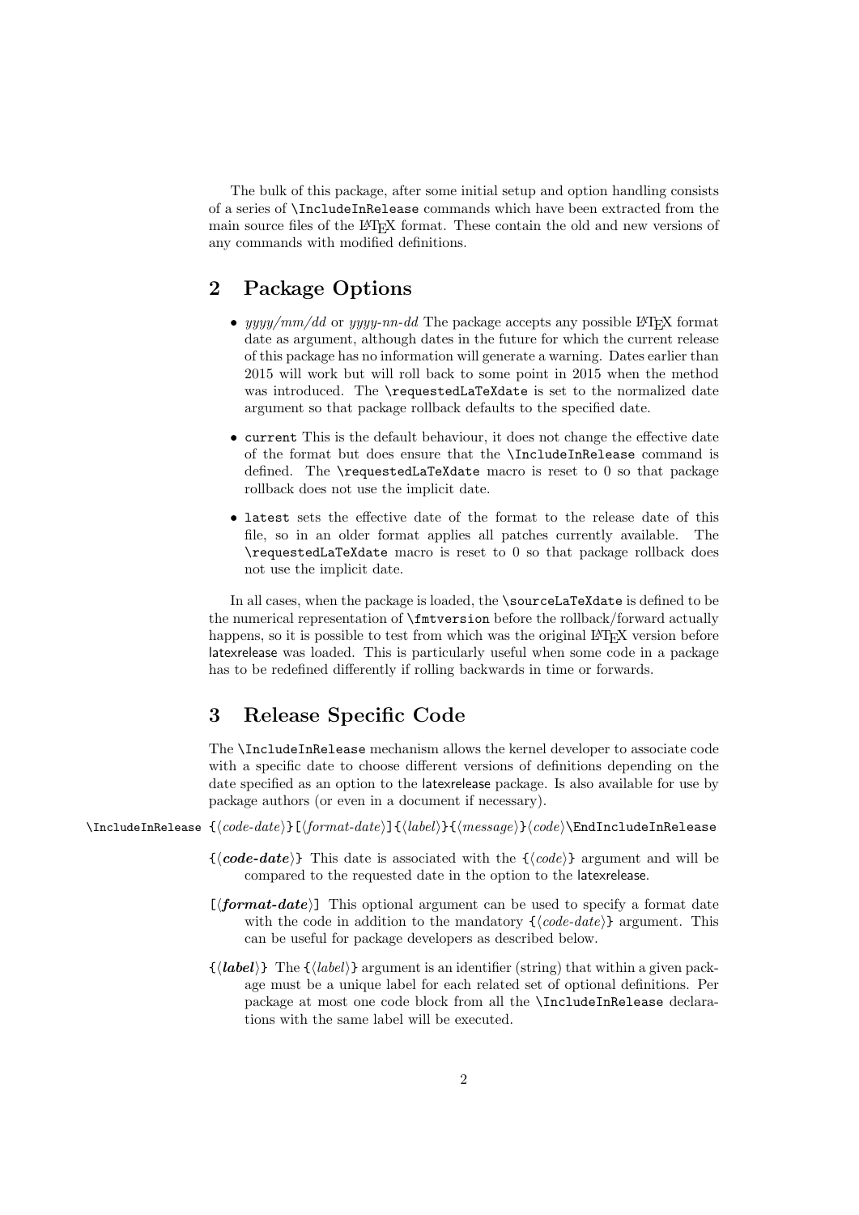The bulk of this package, after some initial setup and option handling consists of a series of `\IncludeInRelease` commands which have been extracted from the main source files of the LaTeX format. These contain the old and new versions of any commands with modified definitions.

## 2 Package Options

- *yyyy/mm/dd* or *yyyy-nn-dd* The package accepts any possible LaTeX format date as argument, although dates in the future for which the current release of this package has no information will generate a warning. Dates earlier than 2015 will work but will roll back to some point in 2015 when the method was introduced. The `\requestedLaTeXdate` is set to the normalized date argument so that package rollback defaults to the specified date.
- `current` This is the default behaviour, it does not change the effective date of the format but does ensure that the `\IncludeInRelease` command is defined. The `\requestedLaTeXdate` macro is reset to 0 so that package rollback does not use the implicit date.
- `latest` sets the effective date of the format to the release date of this file, so in an older format applies all patches currently available. The `\requestedLaTeXdate` macro is reset to 0 so that package rollback does not use the implicit date.

In all cases, when the package is loaded, the `\sourceLaTeXdate` is defined to be the numerical representation of `\fmtversion` before the rollback/forward actually happens, so it is possible to test from which was the original LaTeX version before latexrelease was loaded. This is particularly useful when some code in a package has to be redefined differently if rolling backwards in time or forwards.

## 3 Release Specific Code

The `\IncludeInRelease` mechanism allows the kernel developer to associate code with a specific date to choose different versions of definitions depending on the date specified as an option to the latexrelease package. Is also available for use by package authors (or even in a document if necessary).

`\IncludeInRelease` `{`⟨*code-date*⟩`}[`⟨*format-date*⟩`]{`⟨*label*⟩`}{`⟨*message*⟩`}`⟨*code*⟩`\EndIncludeInRelease`

`{`⟨***code-date***⟩`}` This date is associated with the `{`⟨*code*⟩`}` argument and will be compared to the requested date in the option to the latexrelease.

`[`⟨***format-date***⟩`]` This optional argument can be used to specify a format date with the code in addition to the mandatory `{`⟨*code-date*⟩`}` argument. This can be useful for package developers as described below.

`{`⟨***label***⟩`}` The `{`⟨*label*⟩`}` argument is an identifier (string) that within a given package must be a unique label for each related set of optional definitions. Per package at most one code block from all the `\IncludeInRelease` declarations with the same label will be executed.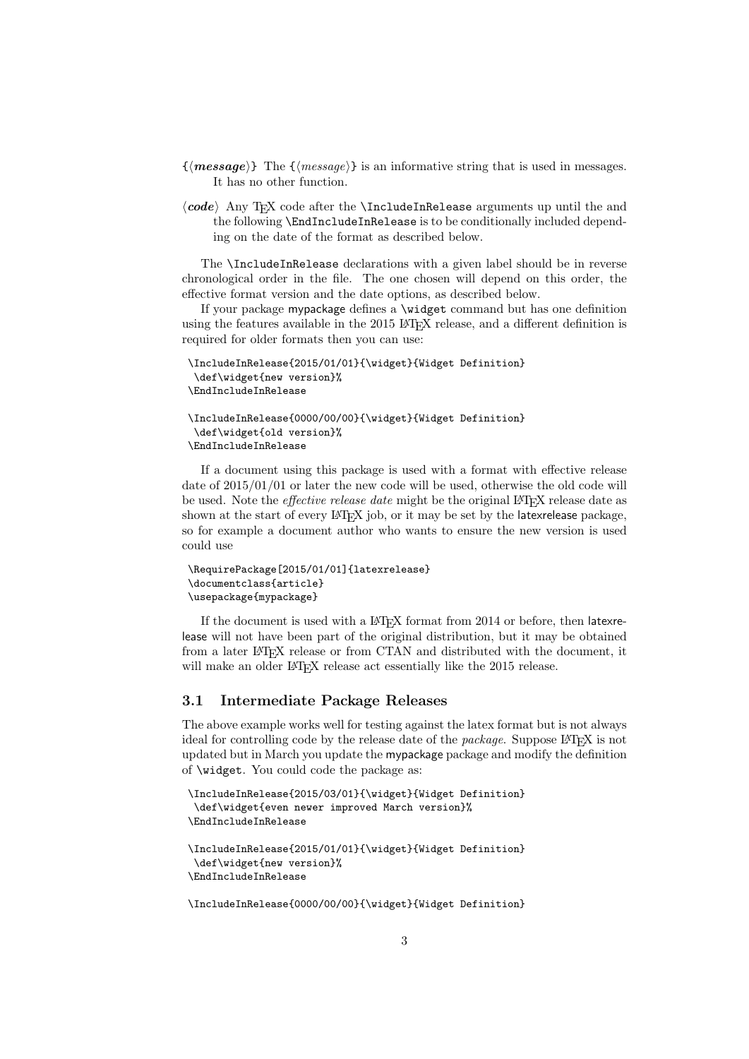{⟨***message***⟩} The {⟨*message*⟩} is an informative string that is used in messages. It has no other function.

⟨***code***⟩ Any TeX code after the `\IncludeInRelease` arguments up until the and the following `\EndIncludeInRelease` is to be conditionally included depending on the date of the format as described below.

The `\IncludeInRelease` declarations with a given label should be in reverse chronological order in the file. The one chosen will depend on this order, the effective format version and the date options, as described below.

If your package mypackage defines a `\widget` command but has one definition using the features available in the 2015 LaTeX release, and a different definition is required for older formats then you can use:

```
\IncludeInRelease{2015/01/01}{\widget}{Widget Definition}
 \def\widget{new version}%
\EndIncludeInRelease

\IncludeInRelease{0000/00/00}{\widget}{Widget Definition}
 \def\widget{old version}%
\EndIncludeInRelease
```

If a document using this package is used with a format with effective release date of 2015/01/01 or later the new code will be used, otherwise the old code will be used. Note the *effective release date* might be the original LaTeX release date as shown at the start of every LaTeX job, or it may be set by the latexrelease package, so for example a document author who wants to ensure the new version is used could use

```
\RequirePackage[2015/01/01]{latexrelease}
\documentclass{article}
\usepackage{mypackage}
```

If the document is used with a LaTeX format from 2014 or before, then latexrelease will not have been part of the original distribution, but it may be obtained from a later LaTeX release or from CTAN and distributed with the document, it will make an older LaTeX release act essentially like the 2015 release.

## 3.1 Intermediate Package Releases

The above example works well for testing against the latex format but is not always ideal for controlling code by the release date of the *package*. Suppose LaTeX is not updated but in March you update the mypackage package and modify the definition of `\widget`. You could code the package as:

```
\IncludeInRelease{2015/03/01}{\widget}{Widget Definition}
 \def\widget{even newer improved March version}%
\EndIncludeInRelease

\IncludeInRelease{2015/01/01}{\widget}{Widget Definition}
 \def\widget{new version}%
\EndIncludeInRelease

\IncludeInRelease{0000/00/00}{\widget}{Widget Definition}
```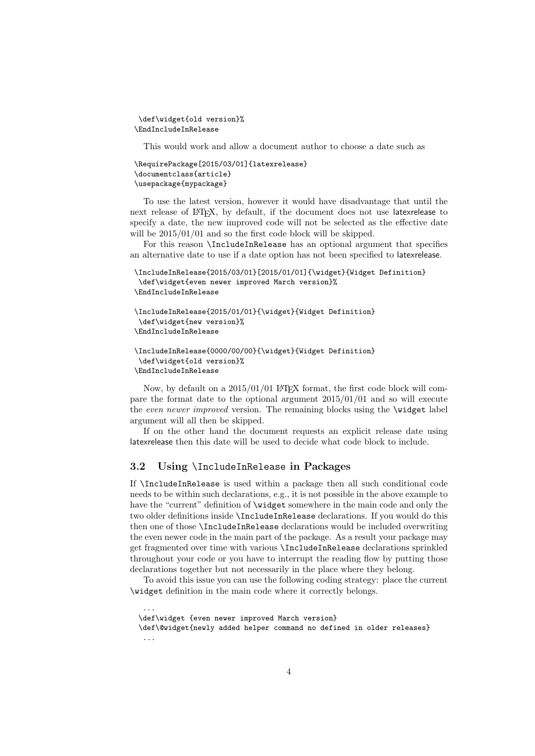```
 \def\widget{old version}%
\EndIncludeInRelease
```

This would work and allow a document author to choose a date such as

```
\RequirePackage[2015/03/01]{latexrelease}
\documentclass{article}
\usepackage{mypackage}
```

To use the latest version, however it would have disadvantage that until the next release of LaTeX, by default, if the document does not use latexrelease to specify a date, the new improved code will not be selected as the effective date will be 2015/01/01 and so the first code block will be skipped.

For this reason `\IncludeInRelease` has an optional argument that specifies an alternative date to use if a date option has not been specified to latexrelease.

```
\IncludeInRelease{2015/03/01}[2015/01/01]{\widget}{Widget Definition}
 \def\widget{even newer improved March version}%
\EndIncludeInRelease

\IncludeInRelease{2015/01/01}{\widget}{Widget Definition}
 \def\widget{new version}%
\EndIncludeInRelease

\IncludeInRelease{0000/00/00}{\widget}{Widget Definition}
 \def\widget{old version}%
\EndIncludeInRelease
```

Now, by default on a 2015/01/01 LaTeX format, the first code block will compare the format date to the optional argument 2015/01/01 and so will execute the *even newer improved* version. The remaining blocks using the `\widget` label argument will all then be skipped.

If on the other hand the document requests an explicit release date using latexrelease then this date will be used to decide what code block to include.

### 3.2 Using `\IncludeInRelease` in Packages

If `\IncludeInRelease` is used within a package then all such conditional code needs to be within such declarations, e.g., it is not possible in the above example to have the "current" definition of `\widget` somewhere in the main code and only the two older definitions inside `\IncludeInRelease` declarations. If you would do this then one of those `\IncludeInRelease` declarations would be included overwriting the even newer code in the main part of the package. As a result your package may get fragmented over time with various `\IncludeInRelease` declarations sprinkled throughout your code or you have to interrupt the reading flow by putting those declarations together but not necessarily in the place where they belong.

To avoid this issue you can use the following coding strategy: place the current `\widget` definition in the main code where it correctly belongs.

```
  ...
 \def\widget {even newer improved March version}
 \def\@widget{newly added helper command no defined in older releases}
  ...
```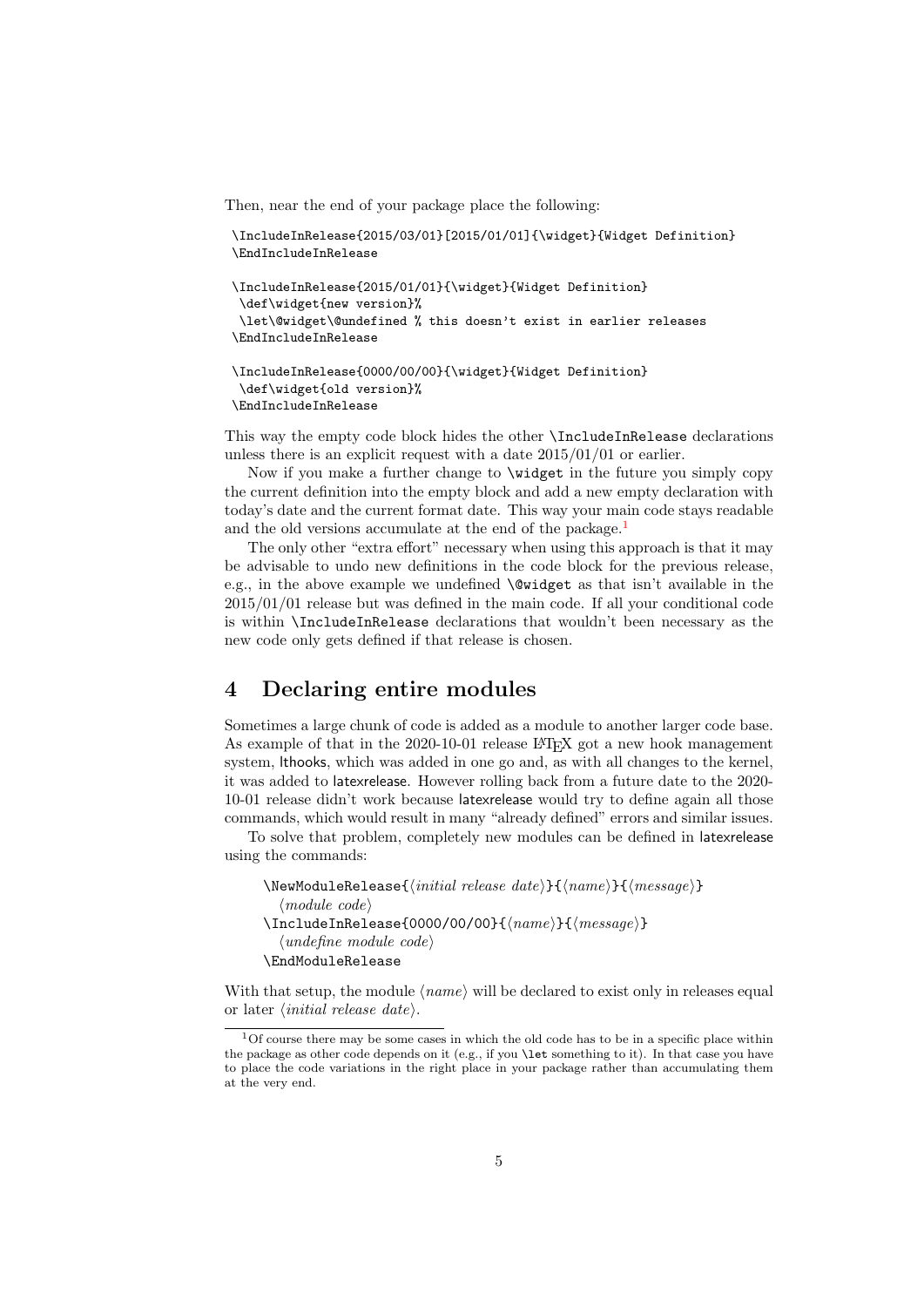Then, near the end of your package place the following:

```
\IncludeInRelease{2015/03/01}[2015/01/01]{\widget}{Widget Definition}
\EndIncludeInRelease

\IncludeInRelease{2015/01/01}{\widget}{Widget Definition}
 \def\widget{new version}%
 \let\@widget\@undefined % this doesn't exist in earlier releases
\EndIncludeInRelease

\IncludeInRelease{0000/00/00}{\widget}{Widget Definition}
 \def\widget{old version}%
\EndIncludeInRelease
```

This way the empty code block hides the other `\IncludeInRelease` declarations unless there is an explicit request with a date 2015/01/01 or earlier.

Now if you make a further change to `\widget` in the future you simply copy the current definition into the empty block and add a new empty declaration with today's date and the current format date. This way your main code stays readable and the old versions accumulate at the end of the package.[1]

The only other "extra effort" necessary when using this approach is that it may be advisable to undo new definitions in the code block for the previous release, e.g., in the above example we undefined `\@widget` as that isn't available in the 2015/01/01 release but was defined in the main code. If all your conditional code is within `\IncludeInRelease` declarations that wouldn't been necessary as the new code only gets defined if that release is chosen.

## 4 Declaring entire modules

Sometimes a large chunk of code is added as a module to another larger code base. As example of that in the 2020-10-01 release LaTeX got a new hook management system, lthooks, which was added in one go and, as with all changes to the kernel, it was added to latexrelease. However rolling back from a future date to the 2020-10-01 release didn't work because latexrelease would try to define again all those commands, which would result in many "already defined" errors and similar issues.

To solve that problem, completely new modules can be defined in latexrelease using the commands:

```
\NewModuleRelease{⟨initial release date⟩}{⟨name⟩}{⟨message⟩}
  ⟨module code⟩
\IncludeInRelease{0000/00/00}{⟨name⟩}{⟨message⟩}
  ⟨undefine module code⟩
\EndModuleRelease
```

With that setup, the module ⟨*name*⟩ will be declared to exist only in releases equal or later ⟨*initial release date*⟩.

[1] Of course there may be some cases in which the old code has to be in a specific place within the package as other code depends on it (e.g., if you `\let` something to it). In that case you have to place the code variations in the right place in your package rather than accumulating them at the very end.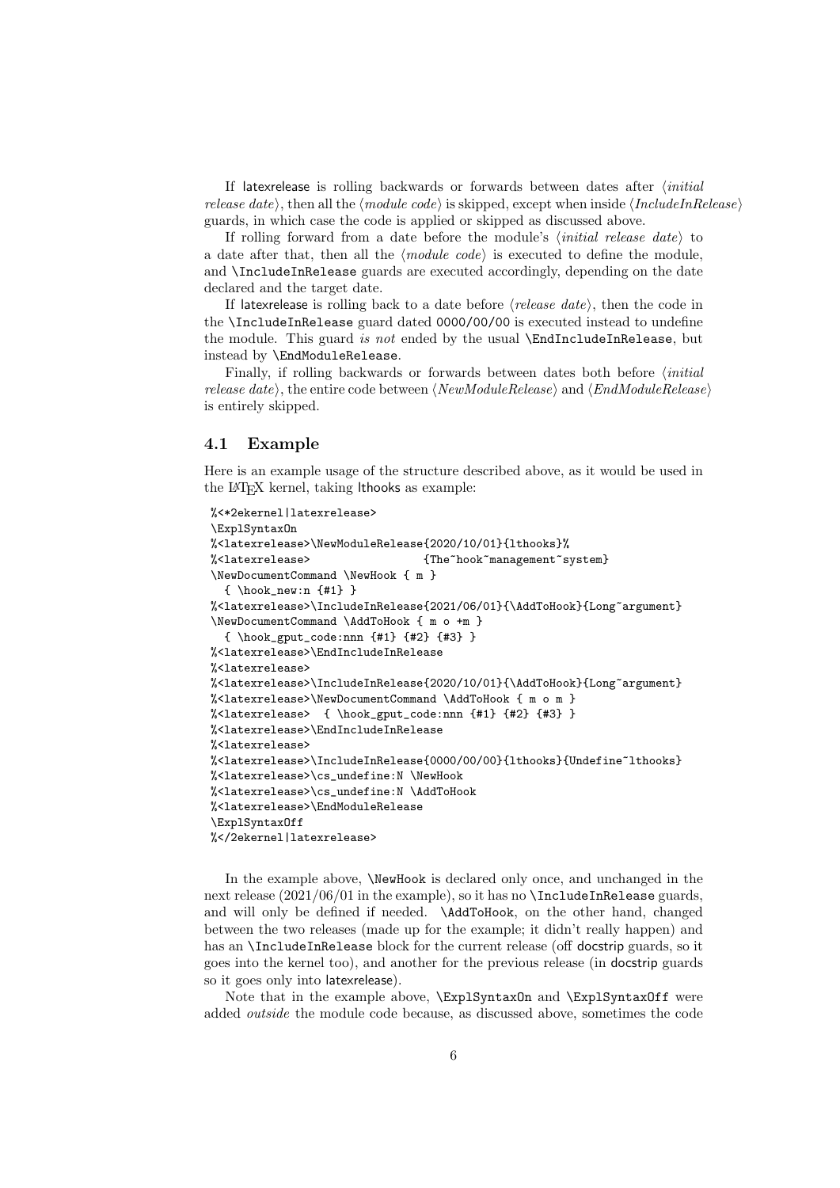If latexrelease is rolling backwards or forwards between dates after ⟨*initial release date*⟩, then all the ⟨*module code*⟩ is skipped, except when inside ⟨*IncludeInRelease*⟩ guards, in which case the code is applied or skipped as discussed above.

If rolling forward from a date before the module's ⟨*initial release date*⟩ to a date after that, then all the ⟨*module code*⟩ is executed to define the module, and `\IncludeInRelease` guards are executed accordingly, depending on the date declared and the target date.

If latexrelease is rolling back to a date before ⟨*release date*⟩, then the code in the `\IncludeInRelease` guard dated `0000/00/00` is executed instead to undefine the module. This guard *is not* ended by the usual `\EndIncludeInRelease`, but instead by `\EndModuleRelease`.

Finally, if rolling backwards or forwards between dates both before ⟨*initial release date*⟩, the entire code between ⟨*NewModuleRelease*⟩ and ⟨*EndModuleRelease*⟩ is entirely skipped.

### 4.1 Example

Here is an example usage of the structure described above, as it would be used in the LaTeX kernel, taking lthooks as example:

```
%<*2ekernel|latexrelease>
\ExplSyntaxOn
%<latexrelease>\NewModuleRelease{2020/10/01}{lthooks}%
%<latexrelease>                 {The~hook~management~system}
\NewDocumentCommand \NewHook { m }
  { \hook_new:n {#1} }
%<latexrelease>\IncludeInRelease{2021/06/01}{\AddToHook}{Long~argument}
\NewDocumentCommand \AddToHook { m o +m }
  { \hook_gput_code:nnn {#1} {#2} {#3} }
%<latexrelease>\EndIncludeInRelease
%<latexrelease>
%<latexrelease>\IncludeInRelease{2020/10/01}{\AddToHook}{Long~argument}
%<latexrelease>\NewDocumentCommand \AddToHook { m o m }
%<latexrelease>  { \hook_gput_code:nnn {#1} {#2} {#3} }
%<latexrelease>\EndIncludeInRelease
%<latexrelease>
%<latexrelease>\IncludeInRelease{0000/00/00}{lthooks}{Undefine~lthooks}
%<latexrelease>\cs_undefine:N \NewHook
%<latexrelease>\cs_undefine:N \AddToHook
%<latexrelease>\EndModuleRelease
\ExplSyntaxOff
%</2ekernel|latexrelease>
```

In the example above, `\NewHook` is declared only once, and unchanged in the next release (2021/06/01 in the example), so it has no `\IncludeInRelease` guards, and will only be defined if needed. `\AddToHook`, on the other hand, changed between the two releases (made up for the example; it didn't really happen) and has an `\IncludeInRelease` block for the current release (off docstrip guards, so it goes into the kernel too), and another for the previous release (in docstrip guards so it goes only into latexrelease).

Note that in the example above, `\ExplSyntaxOn` and `\ExplSyntaxOff` were added *outside* the module code because, as discussed above, sometimes the code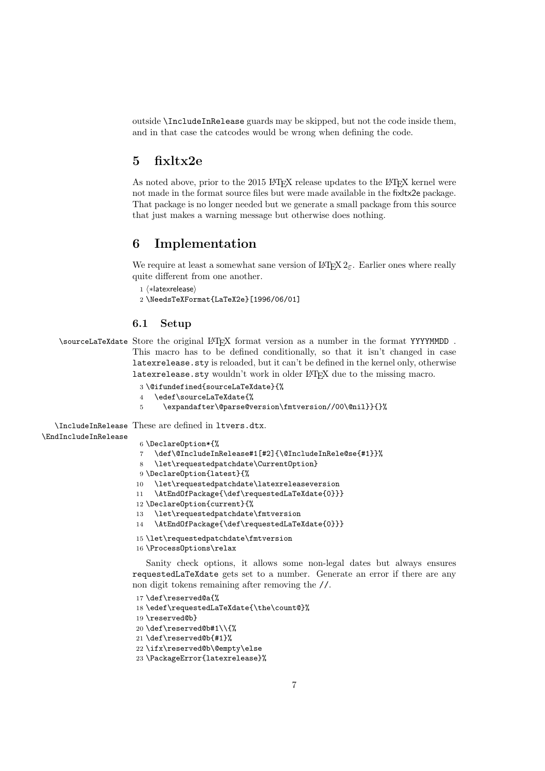outside `\IncludeInRelease` guards may be skipped, but not the code inside them, and in that case the catcodes would be wrong when defining the code.

## 5 fixltx2e

As noted above, prior to the 2015 LaTeX release updates to the LaTeX kernel were not made in the format source files but were made available in the fixltx2e package. That package is no longer needed but we generate a small package from this source that just makes a warning message but otherwise does nothing.

## 6 Implementation

We require at least a somewhat sane version of LaTeX $2_\varepsilon$. Earlier ones where really quite different from one another.

```
1 ⟨*latexrelease⟩
2 \NeedsTeXFormat{LaTeX2e}[1996/06/01]
```

### 6.1 Setup

`\sourceLaTeXdate` Store the original LaTeX format version as a number in the format `YYYYMMDD` . This macro has to be defined conditionally, so that it isn't changed in case `latexrelease.sty` is reloaded, but it can't be defined in the kernel only, otherwise `latexrelease.sty` wouldn't work in older LaTeX due to the missing macro.

```
3 \@ifundefined{sourceLaTeXdate}{%
4   \edef\sourceLaTeXdate{%
5     \expandafter\@parse@version\fmtversion//00\@nil}}{}%
```

`\IncludeInRelease` `\EndIncludeInRelease` These are defined in `ltvers.dtx`.

```
6 \DeclareOption*{%
7   \def\@IncludeInRelease#1[#2]{\@IncludeInRele@se{#1}}%
8   \let\requestedpatchdate\CurrentOption}
9 \DeclareOption{latest}{%
10   \let\requestedpatchdate\latexreleaseversion
11   \AtEndOfPackage{\def\requestedLaTeXdate{0}}}
12 \DeclareOption{current}{%
13   \let\requestedpatchdate\fmtversion
14   \AtEndOfPackage{\def\requestedLaTeXdate{0}}}
15 \let\requestedpatchdate\fmtversion
16 \ProcessOptions\relax
```

Sanity check options, it allows some non-legal dates but always ensures `requestedLaTeXdate` gets set to a number. Generate an error if there are any non digit tokens remaining after removing the `//`.

```
17 \def\reserved@a{%
18 \edef\requestedLaTeXdate{\the\count@}%
19 \reserved@b}
20 \def\reserved@b#1\\{%
21 \def\reserved@b{#1}%
22 \ifx\reserved@b\@empty\else
23 \PackageError{latexrelease}%
```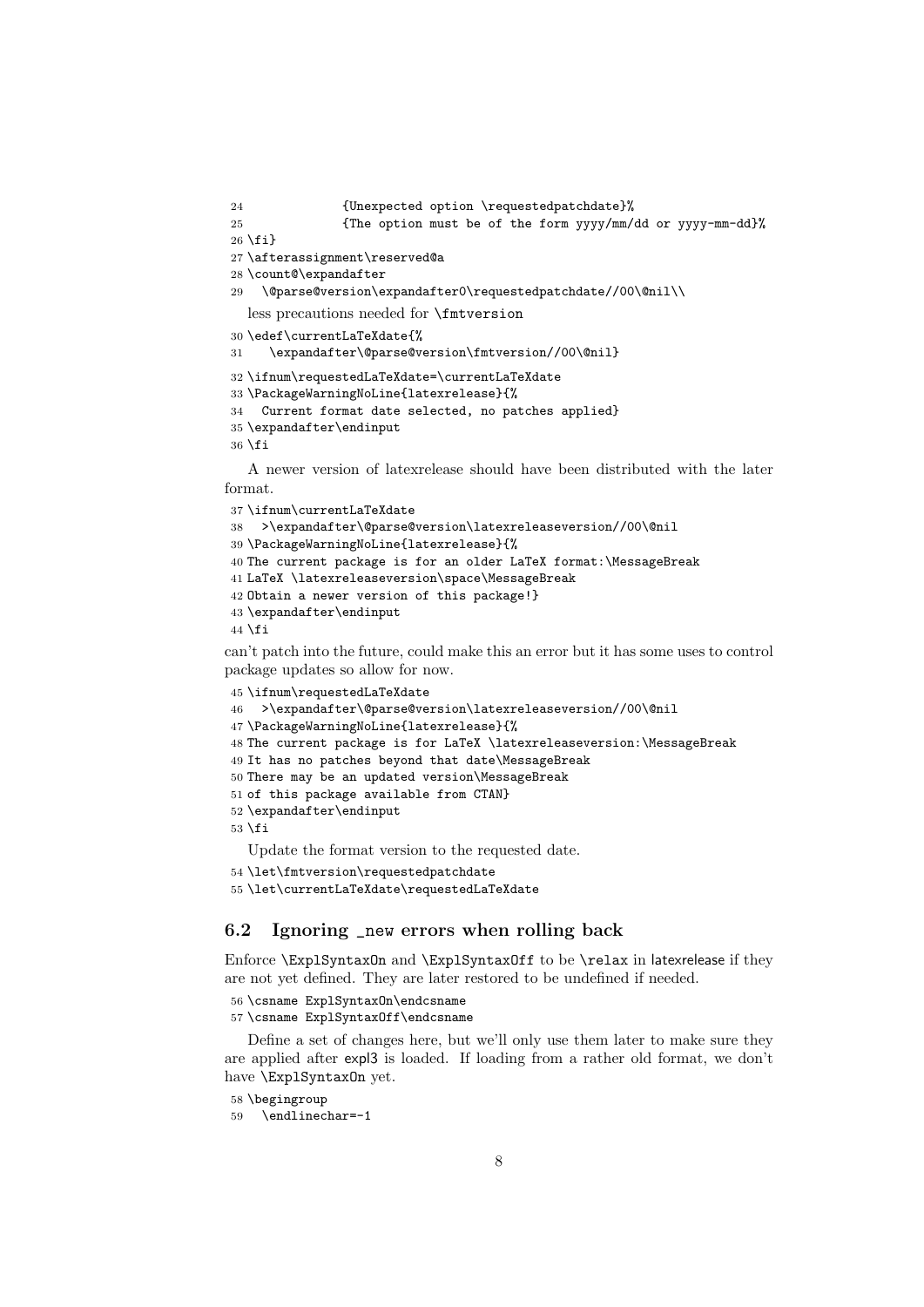```
24             {Unexpected option \requestedpatchdate}%
25             {The option must be of the form yyyy/mm/dd or yyyy-mm-dd}%
26 \fi}
27 \afterassignment\reserved@a
28 \count@\expandafter
29   \@parse@version\expandafter0\requestedpatchdate//00\@nil\\
```

less precautions needed for `\fmtversion`

```
30 \edef\currentLaTeXdate{%
31    \expandafter\@parse@version\fmtversion//00\@nil}
32 \ifnum\requestedLaTeXdate=\currentLaTeXdate
33 \PackageWarningNoLine{latexrelease}{%
34   Current format date selected, no patches applied}
35 \expandafter\endinput
36 \fi
```

A newer version of latexrelease should have been distributed with the later format.

```
37 \ifnum\currentLaTeXdate
38   >\expandafter\@parse@version\latexreleaseversion//00\@nil
39 \PackageWarningNoLine{latexrelease}{%
40 The current package is for an older LaTeX format:\MessageBreak
41 LaTeX \latexreleaseversion\space\MessageBreak
42 Obtain a newer version of this package!}
43 \expandafter\endinput
44 \fi
```

can't patch into the future, could make this an error but it has some uses to control package updates so allow for now.

```
45 \ifnum\requestedLaTeXdate
46   >\expandafter\@parse@version\latexreleaseversion//00\@nil
47 \PackageWarningNoLine{latexrelease}{%
48 The current package is for LaTeX \latexreleaseversion:\MessageBreak
49 It has no patches beyond that date\MessageBreak
50 There may be an updated version\MessageBreak
51 of this package available from CTAN}
52 \expandafter\endinput
53 \fi
```

Update the format version to the requested date.

```
54 \let\fmtversion\requestedpatchdate
55 \let\currentLaTeXdate\requestedLaTeXdate
```

## 6.2 Ignoring _new errors when rolling back

Enforce `\ExplSyntaxOn` and `\ExplSyntaxOff` to be `\relax` in latexrelease if they are not yet defined. They are later restored to be undefined if needed.

```
56 \csname ExplSyntaxOn\endcsname
57 \csname ExplSyntaxOff\endcsname
```

Define a set of changes here, but we'll only use them later to make sure they are applied after expl3 is loaded. If loading from a rather old format, we don't have `\ExplSyntaxOn` yet.

```
58 \begingroup
59   \endlinechar=-1
```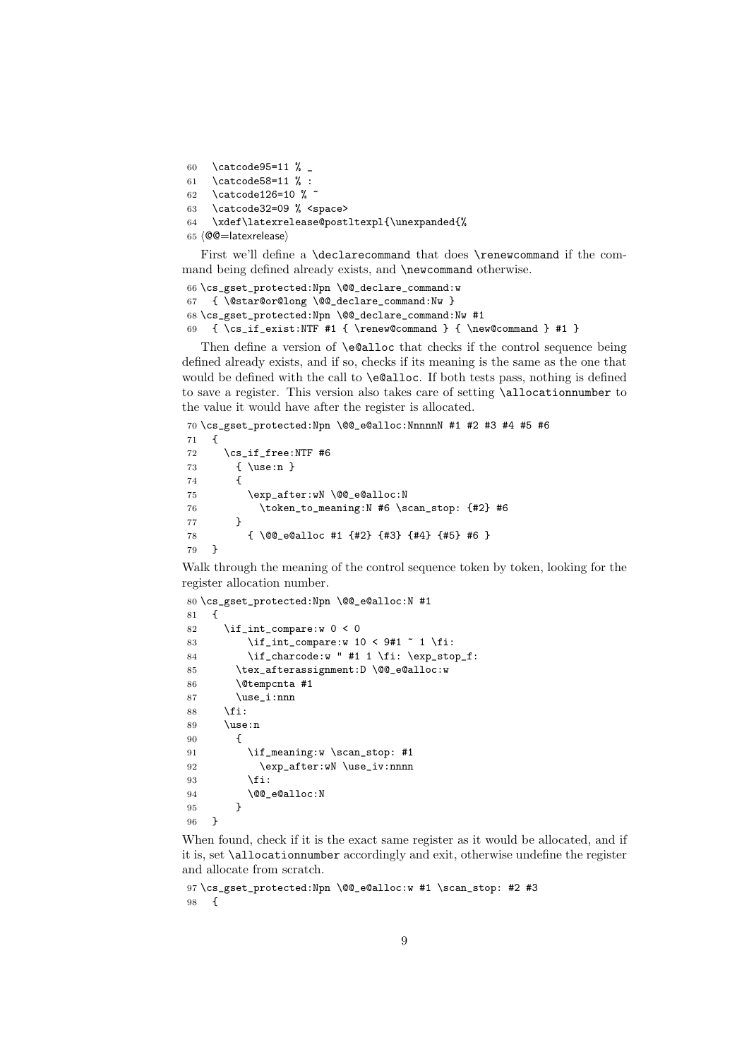```
60   \catcode95=11 % _
61   \catcode58=11 % :
62   \catcode126=10 % ~
63   \catcode32=09 % <space>
64   \xdef\latexrelease@postltexpl{\unexpanded{%
65 ⟨@@=latexrelease⟩
```

First we'll define a `\declarecommand` that does `\renewcommand` if the command being defined already exists, and `\newcommand` otherwise.

```
66 \cs_gset_protected:Npn \@@_declare_command:w
67   { \@star@or@long \@@_declare_command:Nw }
68 \cs_gset_protected:Npn \@@_declare_command:Nw #1
69   { \cs_if_exist:NTF #1 { \renew@command } { \new@command } #1 }
```

Then define a version of `\e@alloc` that checks if the control sequence being defined already exists, and if so, checks if its meaning is the same as the one that would be defined with the call to `\e@alloc`. If both tests pass, nothing is defined to save a register. This version also takes care of setting `\allocationnumber` to the value it would have after the register is allocated.

```
70 \cs_gset_protected:Npn \@@_e@alloc:NnnnnN #1 #2 #3 #4 #5 #6
71   {
72     \cs_if_free:NTF #6
73       { \use:n }
74       {
75         \exp_after:wN \@@_e@alloc:N
76           \token_to_meaning:N #6 \scan_stop: {#2} #6
77       }
78         { \@@_e@alloc #1 {#2} {#3} {#4} {#5} #6 }
79   }
```

Walk through the meaning of the control sequence token by token, looking for the register allocation number.

```
80 \cs_gset_protected:Npn \@@_e@alloc:N #1
81   {
82     \if_int_compare:w 0 < 0
83         \if_int_compare:w 10 < 9#1 ~ 1 \fi:
84         \if_charcode:w " #1 1 \fi: \exp_stop_f:
85       \tex_afterassignment:D \@@_e@alloc:w
86       \@tempcnta #1
87       \use_i:nnn
88     \fi:
89     \use:n
90       {
91         \if_meaning:w \scan_stop: #1
92           \exp_after:wN \use_iv:nnnn
93         \fi:
94         \@@_e@alloc:N
95       }
96   }
```

When found, check if it is the exact same register as it would be allocated, and if it is, set `\allocationnumber` accordingly and exit, otherwise undefine the register and allocate from scratch.

```
97 \cs_gset_protected:Npn \@@_e@alloc:w #1 \scan_stop: #2 #3
98   {
```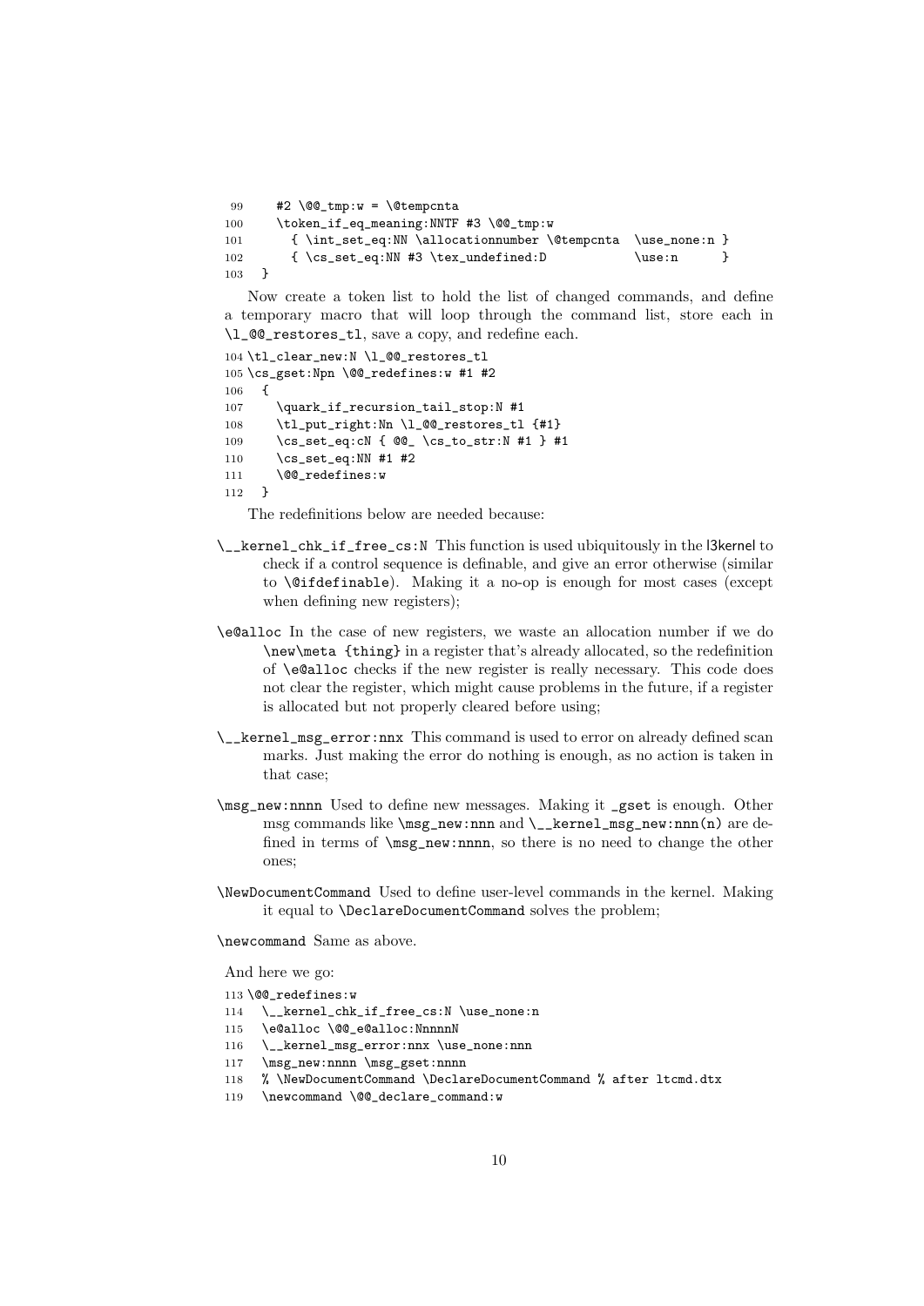```
99     #2 \@@_tmp:w = \@tempcnta
100    \token_if_eq_meaning:NNTF #3 \@@_tmp:w
101      { \int_set_eq:NN \allocationnumber \@tempcnta  \use_none:n }
102      { \cs_set_eq:NN #3 \tex_undefined:D            \use:n      }
103  }
```

Now create a token list to hold the list of changed commands, and define a temporary macro that will loop through the command list, store each in `\l_@@_restores_tl`, save a copy, and redefine each.

```
104 \tl_clear_new:N \l_@@_restores_tl
105 \cs_gset:Npn \@@_redefines:w #1 #2
106  {
107    \quark_if_recursion_tail_stop:N #1
108    \tl_put_right:Nn \l_@@_restores_tl {#1}
109    \cs_set_eq:cN { @@_ \cs_to_str:N #1 } #1
110    \cs_set_eq:NN #1 #2
111    \@@_redefines:w
112  }
```

The redefinitions below are needed because:

`\__kernel_chk_if_free_cs:N` This function is used ubiquitously in the l3kernel to check if a control sequence is definable, and give an error otherwise (similar to `\@ifdefinable`). Making it a no-op is enough for most cases (except when defining new registers);

`\e@alloc` In the case of new registers, we waste an allocation number if we do `\new\meta {thing}` in a register that's already allocated, so the redefinition of `\e@alloc` checks if the new register is really necessary. This code does not clear the register, which might cause problems in the future, if a register is allocated but not properly cleared before using;

`\__kernel_msg_error:nnx` This command is used to error on already defined scan marks. Just making the error do nothing is enough, as no action is taken in that case;

`\msg_new:nnnn` Used to define new messages. Making it `_gset` is enough. Other msg commands like `\msg_new:nnn` and `\__kernel_msg_new:nnn(n)` are defined in terms of `\msg_new:nnnn`, so there is no need to change the other ones;

`\NewDocumentCommand` Used to define user-level commands in the kernel. Making it equal to `\DeclareDocumentCommand` solves the problem;

`\newcommand` Same as above.

And here we go:

```
113 \@@_redefines:w
114   \__kernel_chk_if_free_cs:N \use_none:n
115   \e@alloc \@@_e@alloc:NnnnnN
116   \__kernel_msg_error:nnx \use_none:nnn
117   \msg_new:nnnn \msg_gset:nnnn
118   % \NewDocumentCommand \DeclareDocumentCommand % after ltcmd.dtx
119   \newcommand \@@_declare_command:w
```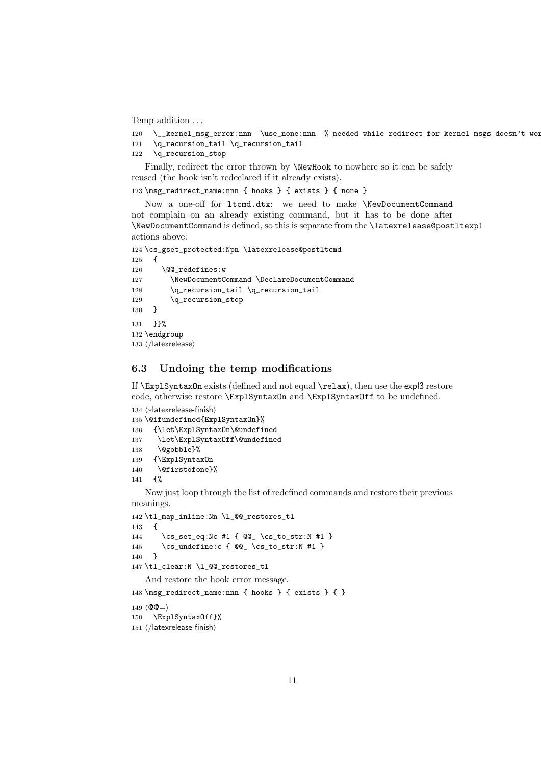Temp addition . . .

```
120   \__kernel_msg_error:nnn  \use_none:nnn  % needed while redirect for kernel msgs doesn't wor
121   \q_recursion_tail \q_recursion_tail
122   \q_recursion_stop
```

Finally, redirect the error thrown by \NewHook to nowhere so it can be safely reused (the hook isn't redeclared if it already exists).

```
123 \msg_redirect_name:nnn { hooks } { exists } { none }
```

Now a one-off for ltcmd.dtx: we need to make \NewDocumentCommand not complain on an already existing command, but it has to be done after \NewDocumentCommand is defined, so this is separate from the \latexrelease@postltexpl actions above:

```
124 \cs_gset_protected:Npn \latexrelease@postltcmd
125   {
126     \@@_redefines:w
127       \NewDocumentCommand \DeclareDocumentCommand
128       \q_recursion_tail \q_recursion_tail
129       \q_recursion_stop
130   }
131   }}%
132 \endgroup
133 ⟨/latexrelease⟩
```

### 6.3 Undoing the temp modifications

If \ExplSyntaxOn exists (defined and not equal \relax), then use the expl3 restore code, otherwise restore \ExplSyntaxOn and \ExplSyntaxOff to be undefined.

```
134 ⟨*latexrelease-finish⟩
135 \@ifundefined{ExplSyntaxOn}%
136   {\let\ExplSyntaxOn\@undefined
137    \let\ExplSyntaxOff\@undefined
138    \@gobble}%
139   {\ExplSyntaxOn
140    \@firstofone}%
141   {%
```

Now just loop through the list of redefined commands and restore their previous meanings.

```
142 \tl_map_inline:Nn \l_@@_restores_tl
143   {
144     \cs_set_eq:Nc #1 { @@_ \cs_to_str:N #1 }
145     \cs_undefine:c { @@_ \cs_to_str:N #1 }
146   }
147 \tl_clear:N \l_@@_restores_tl
```

And restore the hook error message.

```
148 \msg_redirect_name:nnn { hooks } { exists } { }
149 ⟨@@=⟩
150   \ExplSyntaxOff}%
151 ⟨/latexrelease-finish⟩
```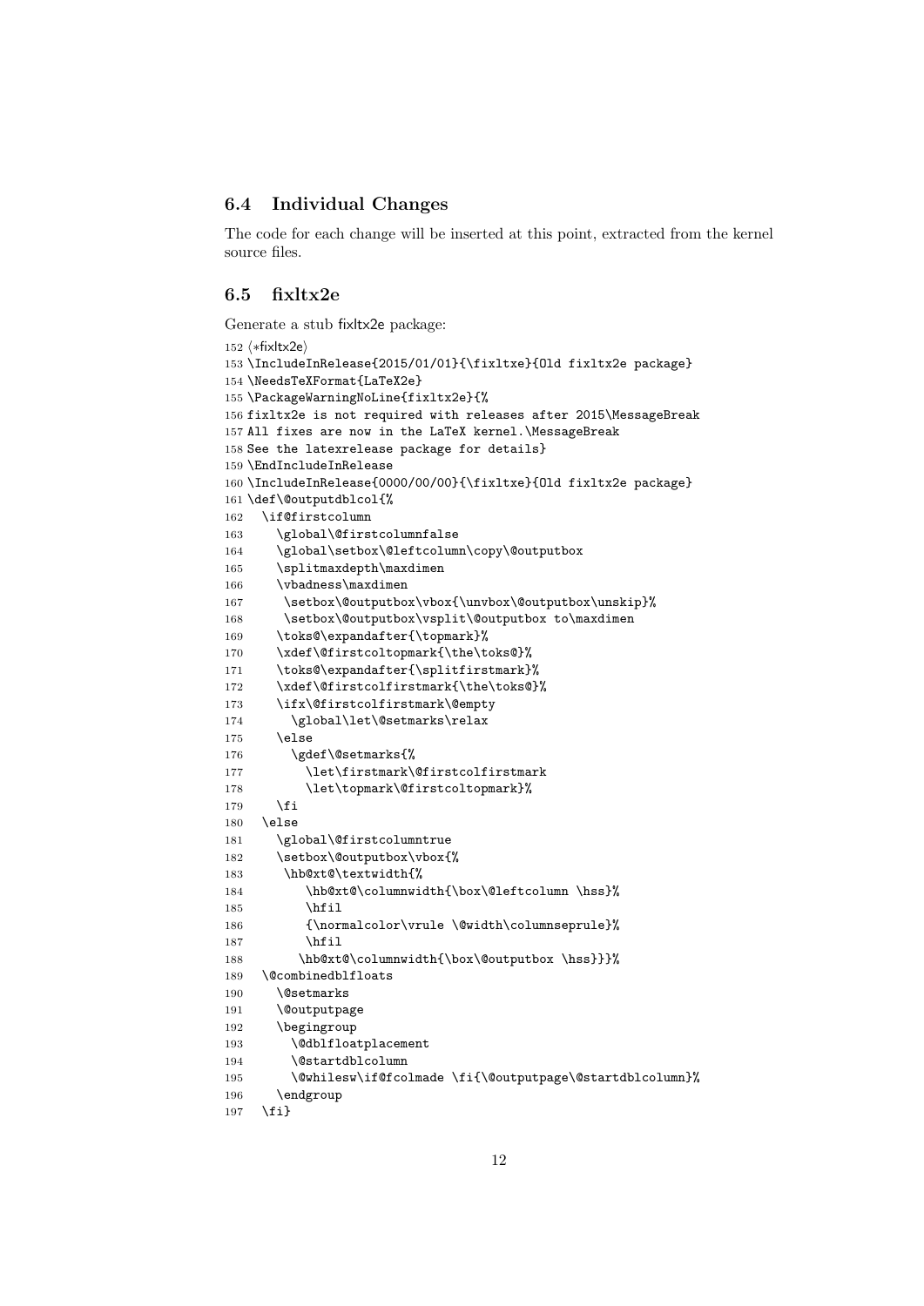## 6.4 Individual Changes

The code for each change will be inserted at this point, extracted from the kernel source files.

## 6.5 fixltx2e

Generate a stub fixltx2e package:

```
152 ⟨*fixltx2e⟩
153 \IncludeInRelease{2015/01/01}{\fixltxe}{Old fixltx2e package}
154 \NeedsTeXFormat{LaTeX2e}
155 \PackageWarningNoLine{fixltx2e}{%
156 fixltx2e is not required with releases after 2015\MessageBreak
157 All fixes are now in the LaTeX kernel.\MessageBreak
158 See the latexrelease package for details}
159 \EndIncludeInRelease
160 \IncludeInRelease{0000/00/00}{\fixltxe}{Old fixltx2e package}
161 \def\@outputdblcol{%
162   \if@firstcolumn
163     \global\@firstcolumnfalse
164     \global\setbox\@leftcolumn\copy\@outputbox
165     \splitmaxdepth\maxdimen
166     \vbadness\maxdimen
167      \setbox\@outputbox\vbox{\unvbox\@outputbox\unskip}%
168      \setbox\@outputbox\vsplit\@outputbox to\maxdimen
169     \toks@\expandafter{\topmark}%
170     \xdef\@firstcoltopmark{\the\toks@}%
171     \toks@\expandafter{\splitfirstmark}%
172     \xdef\@firstcolfirstmark{\the\toks@}%
173     \ifx\@firstcolfirstmark\@empty
174       \global\let\@setmarks\relax
175     \else
176       \gdef\@setmarks{%
177         \let\firstmark\@firstcolfirstmark
178         \let\topmark\@firstcoltopmark}%
179     \fi
180   \else
181     \global\@firstcolumntrue
182     \setbox\@outputbox\vbox{%
183      \hb@xt@\textwidth{%
184         \hb@xt@\columnwidth{\box\@leftcolumn \hss}%
185         \hfil
186         {\normalcolor\vrule \@width\columnseprule}%
187         \hfil
188        \hb@xt@\columnwidth{\box\@outputbox \hss}}}%
189   \@combinedblfloats
190     \@setmarks
191     \@outputpage
192     \begingroup
193       \@dblfloatplacement
194       \@startdblcolumn
195       \@whilesw\if@fcolmade \fi{\@outputpage\@startdblcolumn}%
196     \endgroup
197   \fi}
```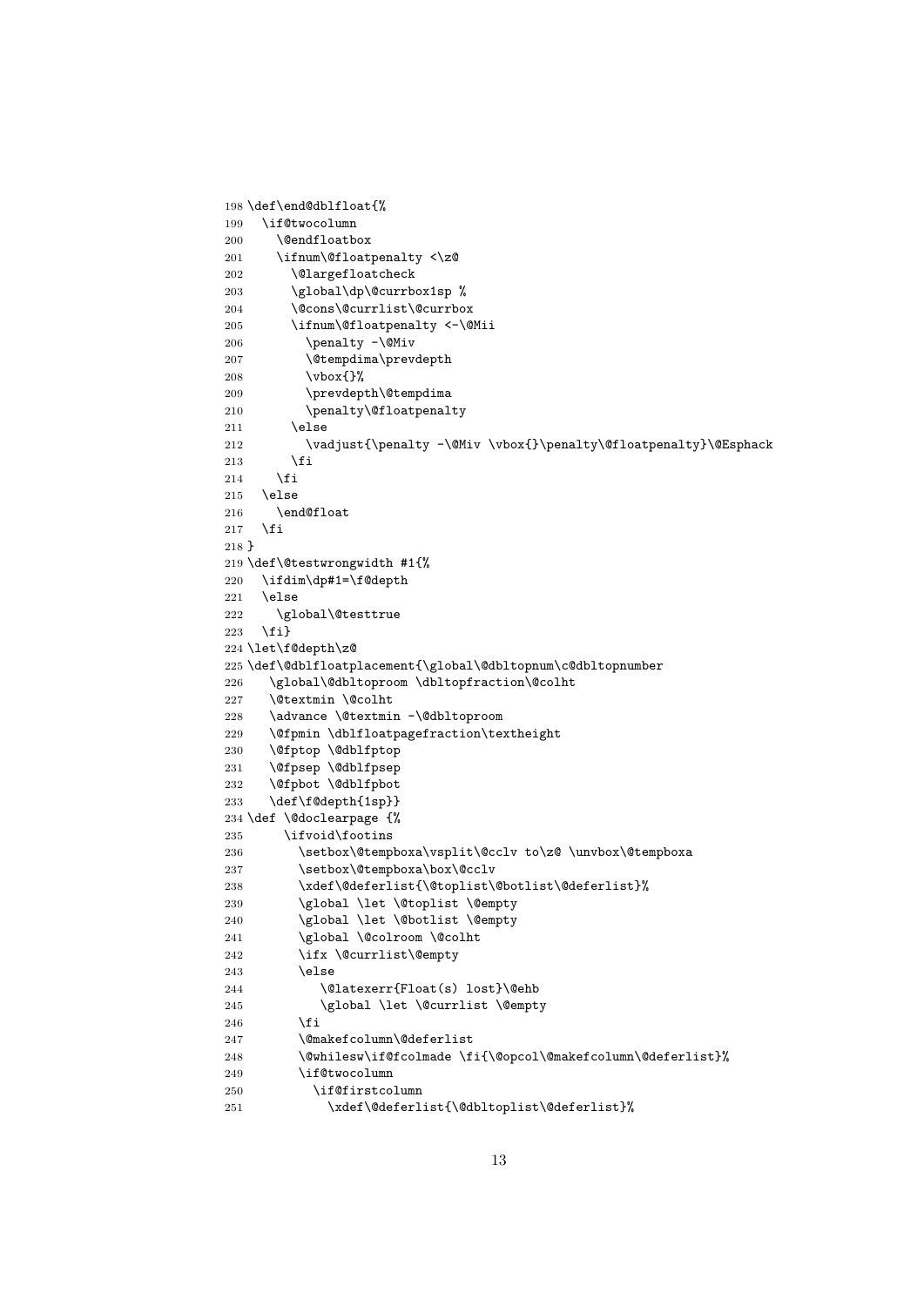```
198 \def\end@dblfloat{%
199   \if@twocolumn
200     \@endfloatbox
201     \ifnum\@floatpenalty <\z@
202       \@largefloatcheck
203       \global\dp\@currbox1sp %
204       \@cons\@currlist\@currbox
205       \ifnum\@floatpenalty <-\@Mii
206         \penalty -\@Miv
207         \@tempdima\prevdepth
208         \vbox{}%
209         \prevdepth\@tempdima
210         \penalty\@floatpenalty
211       \else
212         \vadjust{\penalty -\@Miv \vbox{}\penalty\@floatpenalty}\@Esphack
213       \fi
214     \fi
215   \else
216     \end@float
217   \fi
218 }
219 \def\@testwrongwidth #1{%
220   \ifdim\dp#1=\f@depth
221   \else
222     \global\@testtrue
223   \fi}
224 \let\f@depth\z@
225 \def\@dblfloatplacement{\global\@dbltopnum\c@dbltopnumber
226    \global\@dbltoproom \dbltopfraction\@colht
227    \@textmin \@colht
228    \advance \@textmin -\@dbltoproom
229    \@fpmin \dblfloatpagefraction\textheight
230    \@fptop \@dblfptop
231    \@fpsep \@dblfpsep
232    \@fpbot \@dblfpbot
233    \def\f@depth{1sp}}
234 \def \@doclearpage {%
235      \ifvoid\footins
236        \setbox\@tempboxa\vsplit\@cclv to\z@ \unvbox\@tempboxa
237        \setbox\@tempboxa\box\@cclv
238        \xdef\@deferlist{\@toplist\@botlist\@deferlist}%
239        \global \let \@toplist \@empty
240        \global \let \@botlist \@empty
241        \global \@colroom \@colht
242        \ifx \@currlist\@empty
243        \else
244           \@latexerr{Float(s) lost}\@ehb
245           \global \let \@currlist \@empty
246        \fi
247        \@makefcolumn\@deferlist
248        \@whilesw\if@fcolmade \fi{\@opcol\@makefcolumn\@deferlist}%
249        \if@twocolumn
250          \if@firstcolumn
251            \xdef\@deferlist{\@dbltoplist\@deferlist}%
```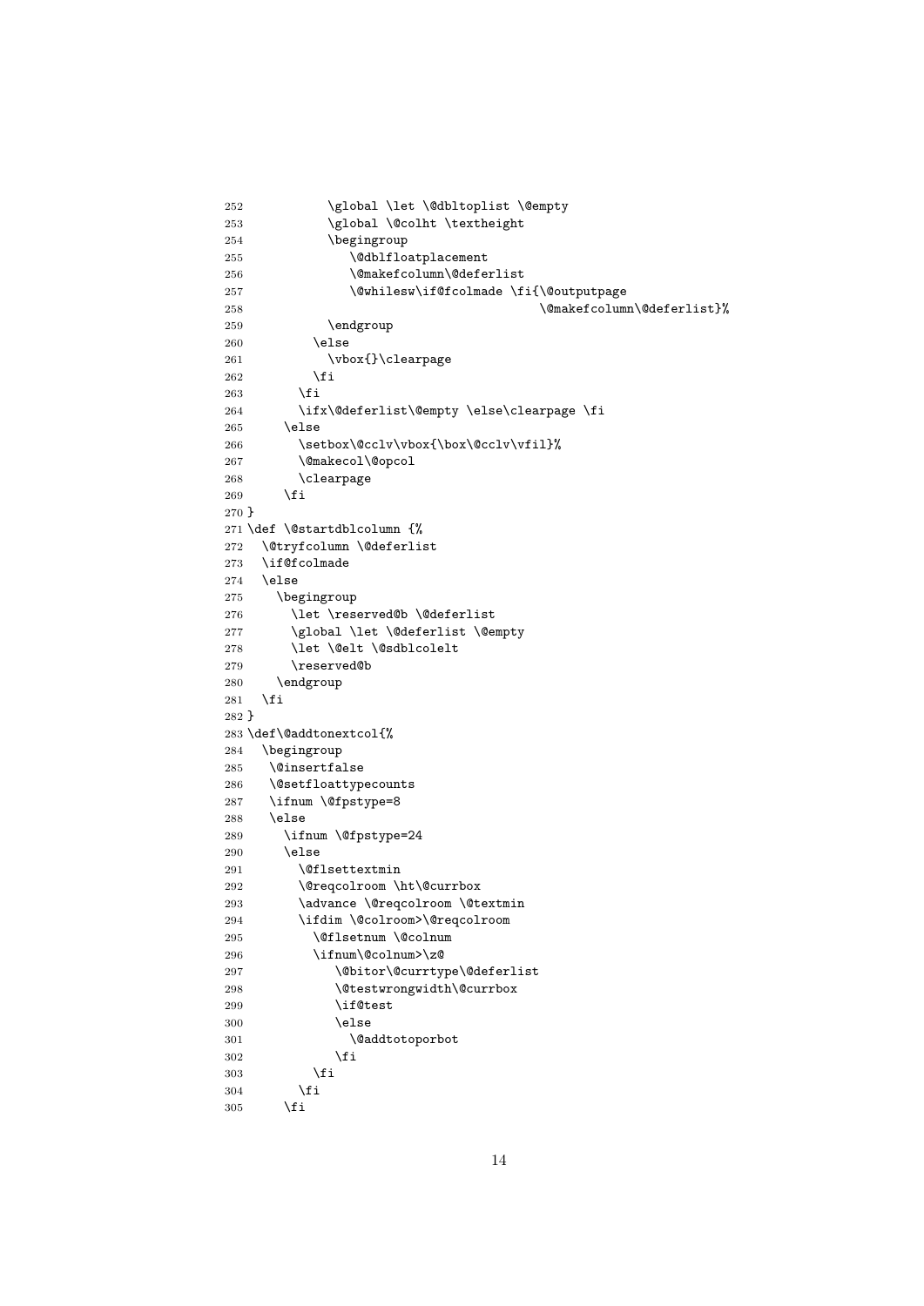```
252           \global \let \@dbltoplist \@empty
253           \global \@colht \textheight
254           \begingroup
255              \@dblfloatplacement
256              \@makefcolumn\@deferlist
257              \@whilesw\if@fcolmade \fi{\@outputpage
258                                        \@makefcolumn\@deferlist}%
259           \endgroup
260         \else
261           \vbox{}\clearpage
262         \fi
263       \fi
264       \ifx\@deferlist\@empty \else\clearpage \fi
265     \else
266       \setbox\@cclv\vbox{\box\@cclv\vfil}%
267       \@makecol\@opcol
268       \clearpage
269     \fi
270 }
271 \def \@startdblcolumn {%
272   \@tryfcolumn \@deferlist
273   \if@fcolmade
274   \else
275     \begingroup
276       \let \reserved@b \@deferlist
277       \global \let \@deferlist \@empty
278       \let \@elt \@sdblcolelt
279       \reserved@b
280     \endgroup
281   \fi
282 }
283 \def\@addtonextcol{%
284   \begingroup
285    \@insertfalse
286    \@setfloattypecounts
287    \ifnum \@fpstype=8
288    \else
289      \ifnum \@fpstype=24
290      \else
291        \@flsettextmin
292        \@reqcolroom \ht\@currbox
293        \advance \@reqcolroom \@textmin
294        \ifdim \@colroom>\@reqcolroom
295          \@flsetnum \@colnum
296          \ifnum\@colnum>\z@
297             \@bitor\@currtype\@deferlist
298             \@testwrongwidth\@currbox
299             \if@test
300             \else
301               \@addtotoporbot
302             \fi
303          \fi
304        \fi
305      \fi
```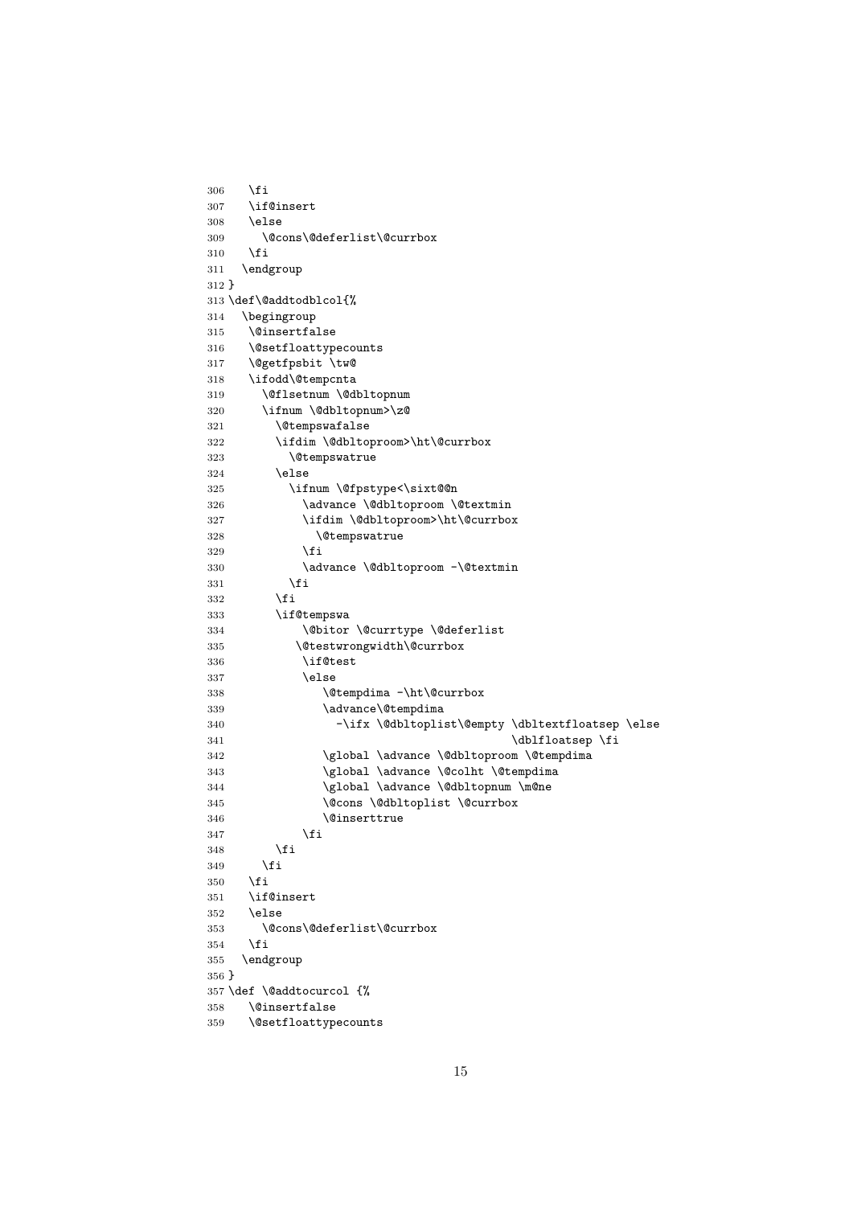```
306     \fi
307     \if@insert
308     \else
309       \@cons\@deferlist\@currbox
310     \fi
311   \endgroup
312 }
313 \def\@addtodblcol{%
314   \begingroup
315     \@insertfalse
316     \@setfloattypecounts
317     \@getfpsbit \tw@
318     \ifodd\@tempcnta
319       \@flsetnum \@dbltopnum
320       \ifnum \@dbltopnum>\z@
321         \@tempswafalse
322         \ifdim \@dbltoproom>\ht\@currbox
323           \@tempswatrue
324         \else
325           \ifnum \@fpstype<\sixt@@n
326             \advance \@dbltoproom \@textmin
327             \ifdim \@dbltoproom>\ht\@currbox
328               \@tempswatrue
329             \fi
330             \advance \@dbltoproom -\@textmin
331           \fi
332         \fi
333         \if@tempswa
334             \@bitor \@currtype \@deferlist
335           \@testwrongwidth\@currbox
336             \if@test
337             \else
338                \@tempdima -\ht\@currbox
339                \advance\@tempdima
340                  -\ifx \@dbltoplist\@empty \dbltextfloatsep \else
341                                              \dblfloatsep \fi
342                \global \advance \@dbltoproom \@tempdima
343                \global \advance \@colht \@tempdima
344                \global \advance \@dbltopnum \m@ne
345                \@cons \@dbltoplist \@currbox
346                \@inserttrue
347             \fi
348         \fi
349       \fi
350     \fi
351     \if@insert
352     \else
353       \@cons\@deferlist\@currbox
354     \fi
355   \endgroup
356 }
357 \def \@addtocurcol {%
358    \@insertfalse
359    \@setfloattypecounts
```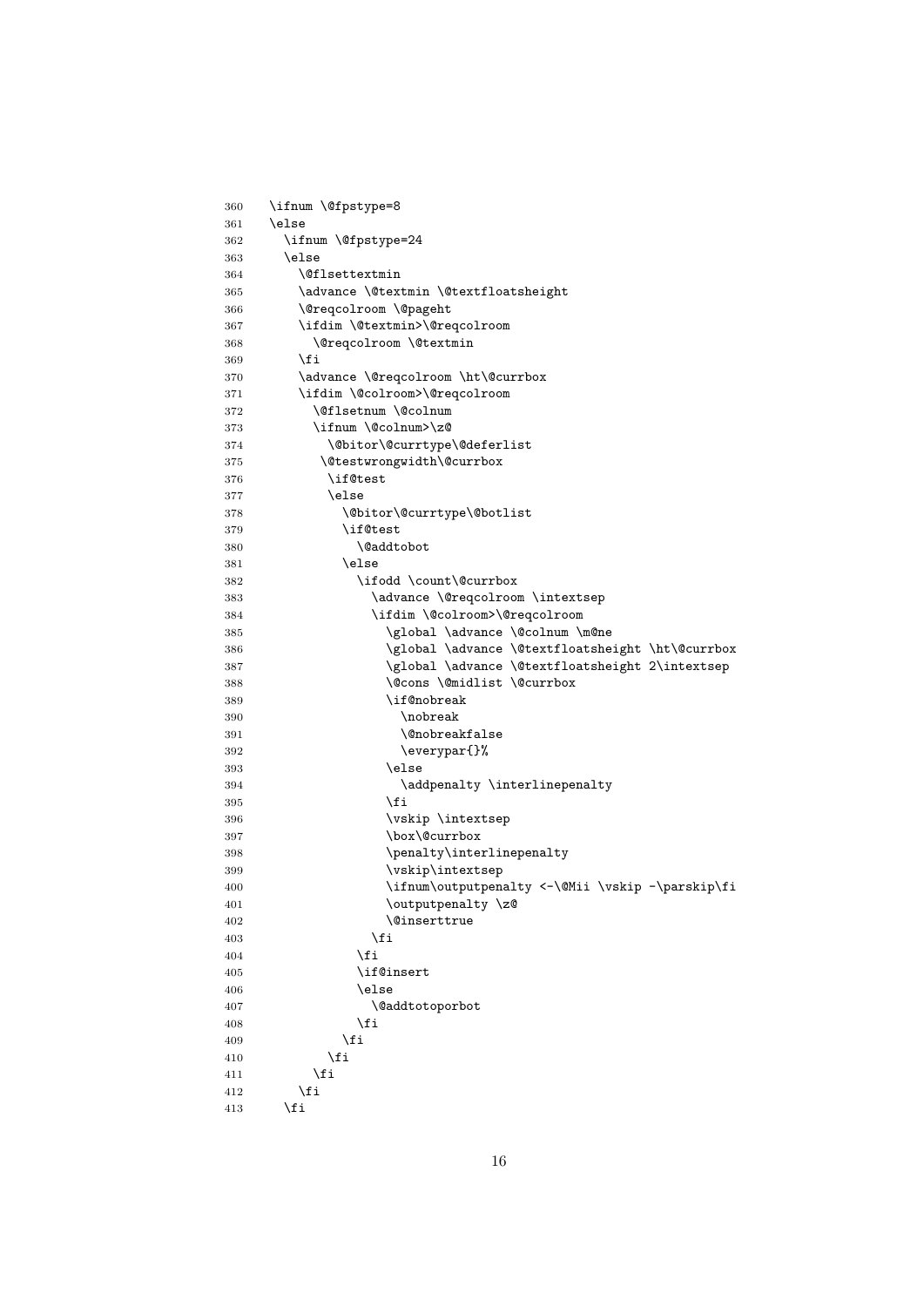```
360   \ifnum \@fpstype=8
361   \else
362     \ifnum \@fpstype=24
363     \else
364       \@flsettextmin
365       \advance \@textmin \@textfloatsheight
366       \@reqcolroom \@pageht
367       \ifdim \@textmin>\@reqcolroom
368         \@reqcolroom \@textmin
369       \fi
370       \advance \@reqcolroom \ht\@currbox
371       \ifdim \@colroom>\@reqcolroom
372         \@flsetnum \@colnum
373         \ifnum \@colnum>\z@
374           \@bitor\@currtype\@deferlist
375          \@testwrongwidth\@currbox
376           \if@test
377           \else
378             \@bitor\@currtype\@botlist
379             \if@test
380               \@addtobot
381             \else
382               \ifodd \count\@currbox
383                 \advance \@reqcolroom \intextsep
384                 \ifdim \@colroom>\@reqcolroom
385                   \global \advance \@colnum \m@ne
386                   \global \advance \@textfloatsheight \ht\@currbox
387                   \global \advance \@textfloatsheight 2\intextsep
388                   \@cons \@midlist \@currbox
389                   \if@nobreak
390                     \nobreak
391                     \@nobreakfalse
392                     \everypar{}%
393                   \else
394                     \addpenalty \interlinepenalty
395                   \fi
396                   \vskip \intextsep
397                   \box\@currbox
398                   \penalty\interlinepenalty
399                   \vskip\intextsep
400                   \ifnum\outputpenalty <-\@Mii \vskip -\parskip\fi
401                   \outputpenalty \z@
402                   \@inserttrue
403                 \fi
404               \fi
405               \if@insert
406               \else
407                 \@addtotoporbot
408               \fi
409             \fi
410           \fi
411         \fi
412       \fi
413     \fi
```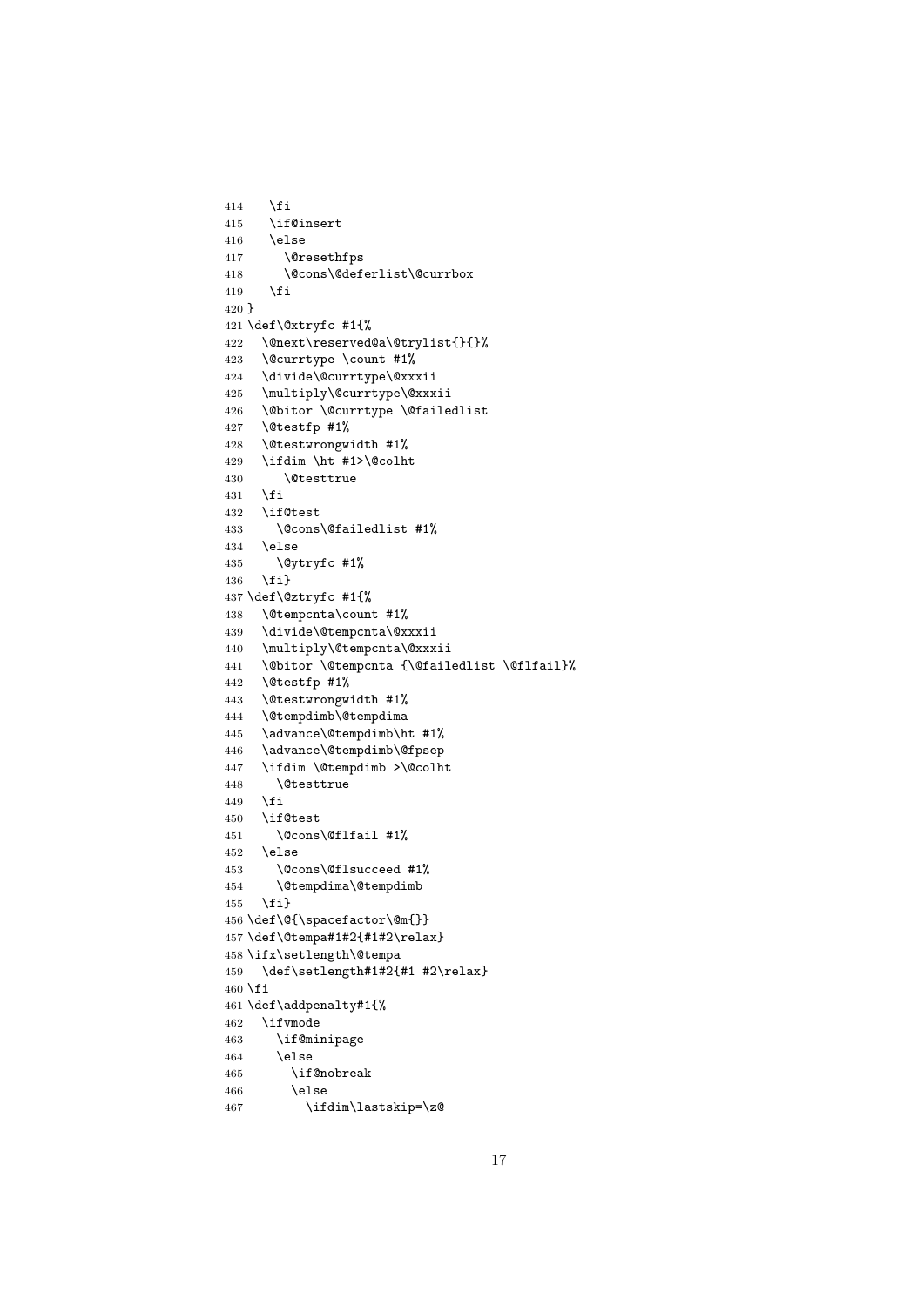```
414   \fi
415   \if@insert
416   \else
417     \@resethfps
418     \@cons\@deferlist\@currbox
419   \fi
420 }
421 \def\@xtryfc #1{%
422   \@next\reserved@a\@trylist{}{}%
423   \@currtype \count #1%
424   \divide\@currtype\@xxxii
425   \multiply\@currtype\@xxxii
426   \@bitor \@currtype \@failedlist
427   \@testfp #1%
428   \@testwrongwidth #1%
429   \ifdim \ht #1>\@colht
430     \@testtrue
431   \fi
432   \if@test
433     \@cons\@failedlist #1%
434   \else
435     \@ytryfc #1%
436   \fi}
437 \def\@ztryfc #1{%
438   \@tempcnta\count #1%
439   \divide\@tempcnta\@xxxii
440   \multiply\@tempcnta\@xxxii
441   \@bitor \@tempcnta {\@failedlist \@flfail}%
442   \@testfp #1%
443   \@testwrongwidth #1%
444   \@tempdimb\@tempdima
445   \advance\@tempdimb\ht #1%
446   \advance\@tempdimb\@fpsep
447   \ifdim \@tempdimb >\@colht
448     \@testtrue
449   \fi
450   \if@test
451     \@cons\@flfail #1%
452   \else
453     \@cons\@flsucceed #1%
454     \@tempdima\@tempdimb
455   \fi}
456 \def\@{\spacefactor\@m{}}
457 \def\@tempa#1#2{#1#2\relax}
458 \ifx\setlength\@tempa
459   \def\setlength#1#2{#1 #2\relax}
460 \fi
461 \def\addpenalty#1{%
462   \ifvmode
463     \if@minipage
464     \else
465       \if@nobreak
466       \else
467         \ifdim\lastskip=\z@
```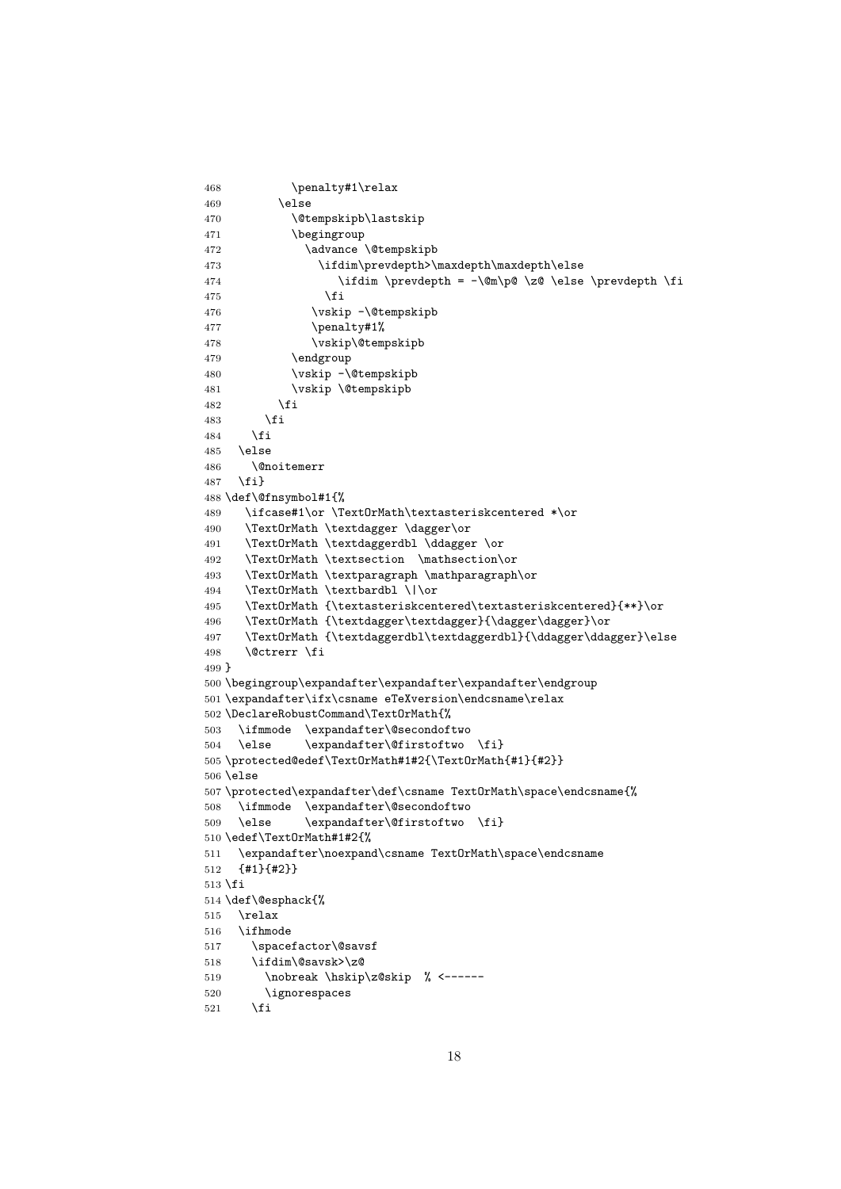```
468          \penalty#1\relax
469        \else
470          \@tempskipb\lastskip
471          \begingroup
472            \advance \@tempskipb
473              \ifdim\prevdepth>\maxdepth\maxdepth\else
474                 \ifdim \prevdepth = -\@m\p@ \z@ \else \prevdepth \fi
475              \fi
476            \vskip -\@tempskipb
477            \penalty#1%
478            \vskip\@tempskipb
479          \endgroup
480          \vskip -\@tempskipb
481          \vskip \@tempskipb
482        \fi
483      \fi
484    \fi
485  \else
486    \@noitemerr
487  \fi}
488 \def\@fnsymbol#1{%
489    \ifcase#1\or \TextOrMath\textasteriskcentered *\or
490    \TextOrMath \textdagger \dagger\or
491    \TextOrMath \textdaggerdbl \ddagger \or
492    \TextOrMath \textsection  \mathsection\or
493    \TextOrMath \textparagraph \mathparagraph\or
494    \TextOrMath \textbardbl \|\or
495    \TextOrMath {\textasteriskcentered\textasteriskcentered}{**}\or
496    \TextOrMath {\textdagger\textdagger}{\dagger\dagger}\or
497    \TextOrMath {\textdaggerdbl\textdaggerdbl}{\ddagger\ddagger}\else
498    \@ctrerr \fi
499 }
500 \begingroup\expandafter\expandafter\expandafter\endgroup
501 \expandafter\ifx\csname eTeXversion\endcsname\relax
502 \DeclareRobustCommand\TextOrMath{%
503   \ifmmode  \expandafter\@secondoftwo
504   \else     \expandafter\@firstoftwo  \fi}
505 \protected@edef\TextOrMath#1#2{\TextOrMath{#1}{#2}}
506 \else
507 \protected\expandafter\def\csname TextOrMath\space\endcsname{%
508   \ifmmode  \expandafter\@secondoftwo
509   \else     \expandafter\@firstoftwo  \fi}
510 \edef\TextOrMath#1#2{%
511   \expandafter\noexpand\csname TextOrMath\space\endcsname
512   {#1}{#2}}
513 \fi
514 \def\@esphack{%
515   \relax
516   \ifhmode
517     \spacefactor\@savsf
518     \ifdim\@savsk>\z@
519       \nobreak \hskip\z@skip  % <------
520       \ignorespaces
521     \fi
```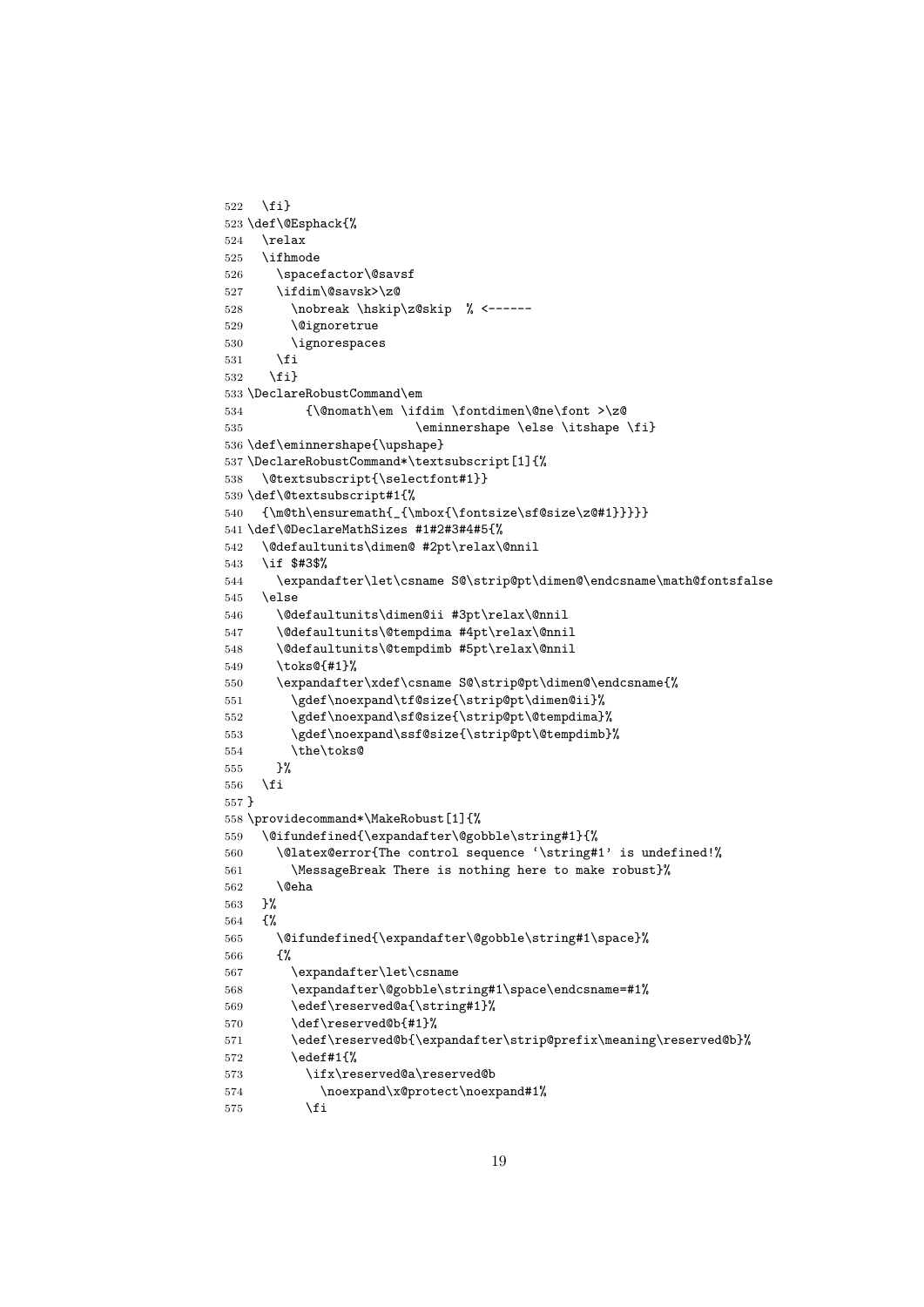```
522   \fi}
523 \def\@Esphack{%
524   \relax
525   \ifhmode
526     \spacefactor\@savsf
527     \ifdim\@savsk>\z@
528       \nobreak \hskip\z@skip  % <------
529       \@ignoretrue
530       \ignorespaces
531     \fi
532    \fi}
533 \DeclareRobustCommand\em
534         {\@nomath\em \ifdim \fontdimen\@ne\font >\z@
535                        \eminnershape \else \itshape \fi}
536 \def\eminnershape{\upshape}
537 \DeclareRobustCommand*\textsubscript[1]{%
538   \@textsubscript{\selectfont#1}}
539 \def\@textsubscript#1{%
540   {\m@th\ensuremath{_{\mbox{\fontsize\sf@size\z@#1}}}}}
541 \def\@DeclareMathSizes #1#2#3#4#5{%
542   \@defaultunits\dimen@ #2pt\relax\@nnil
543   \if $#3$%
544     \expandafter\let\csname S@\strip@pt\dimen@\endcsname\math@fontsfalse
545   \else
546     \@defaultunits\dimen@ii #3pt\relax\@nnil
547     \@defaultunits\@tempdima #4pt\relax\@nnil
548     \@defaultunits\@tempdimb #5pt\relax\@nnil
549     \toks@{#1}%
550     \expandafter\xdef\csname S@\strip@pt\dimen@\endcsname{%
551       \gdef\noexpand\tf@size{\strip@pt\dimen@ii}%
552       \gdef\noexpand\sf@size{\strip@pt\@tempdima}%
553       \gdef\noexpand\ssf@size{\strip@pt\@tempdimb}%
554       \the\toks@
555     }%
556   \fi
557 }
558 \providecommand*\MakeRobust[1]{%
559   \@ifundefined{\expandafter\@gobble\string#1}{%
560     \@latex@error{The control sequence `\string#1' is undefined!%
561       \MessageBreak There is nothing here to make robust}%
562     \@eha
563   }%
564   {%
565     \@ifundefined{\expandafter\@gobble\string#1\space}%
566     {%
567       \expandafter\let\csname
568       \expandafter\@gobble\string#1\space\endcsname=#1%
569       \edef\reserved@a{\string#1}%
570       \def\reserved@b{#1}%
571       \edef\reserved@b{\expandafter\strip@prefix\meaning\reserved@b}%
572       \edef#1{%
573         \ifx\reserved@a\reserved@b
574           \noexpand\x@protect\noexpand#1%
575         \fi
```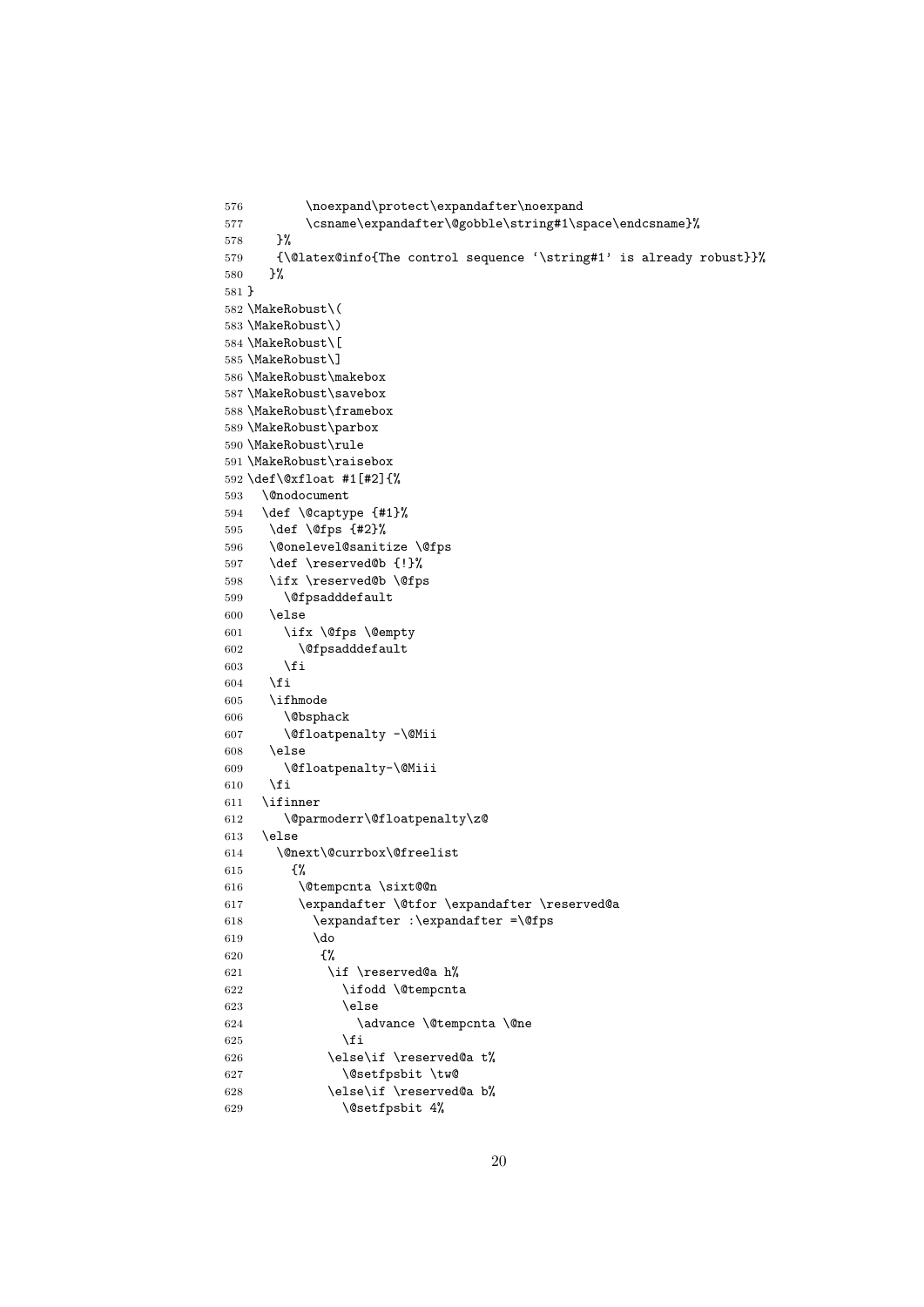```
576        \noexpand\protect\expandafter\noexpand
577        \csname\expandafter\@gobble\string#1\space\endcsname}%
578    }%
579    {\@latex@info{The control sequence `\string#1' is already robust}}%
580   }%
581 }
582 \MakeRobust\(
583 \MakeRobust\)
584 \MakeRobust\[
585 \MakeRobust\]
586 \MakeRobust\makebox
587 \MakeRobust\savebox
588 \MakeRobust\framebox
589 \MakeRobust\parbox
590 \MakeRobust\rule
591 \MakeRobust\raisebox
592 \def\@xfloat #1[#2]{%
593   \@nodocument
594   \def \@captype {#1}%
595    \def \@fps {#2}%
596    \@onelevel@sanitize \@fps
597    \def \reserved@b {!}%
598    \ifx \reserved@b \@fps
599      \@fpsadddefault
600    \else
601      \ifx \@fps \@empty
602        \@fpsadddefault
603      \fi
604    \fi
605    \ifhmode
606      \@bsphack
607      \@floatpenalty -\@Mii
608    \else
609      \@floatpenalty-\@Miii
610    \fi
611   \ifinner
612      \@parmoderr\@floatpenalty\z@
613   \else
614     \@next\@currbox\@freelist
615       {%
616        \@tempcnta \sixt@@n
617        \expandafter \@tfor \expandafter \reserved@a
618          \expandafter :\expandafter =\@fps
619          \do
620           {%
621            \if \reserved@a h%
622              \ifodd \@tempcnta
623              \else
624                \advance \@tempcnta \@ne
625              \fi
626            \else\if \reserved@a t%
627              \@setfpsbit \tw@
628            \else\if \reserved@a b%
629              \@setfpsbit 4%
```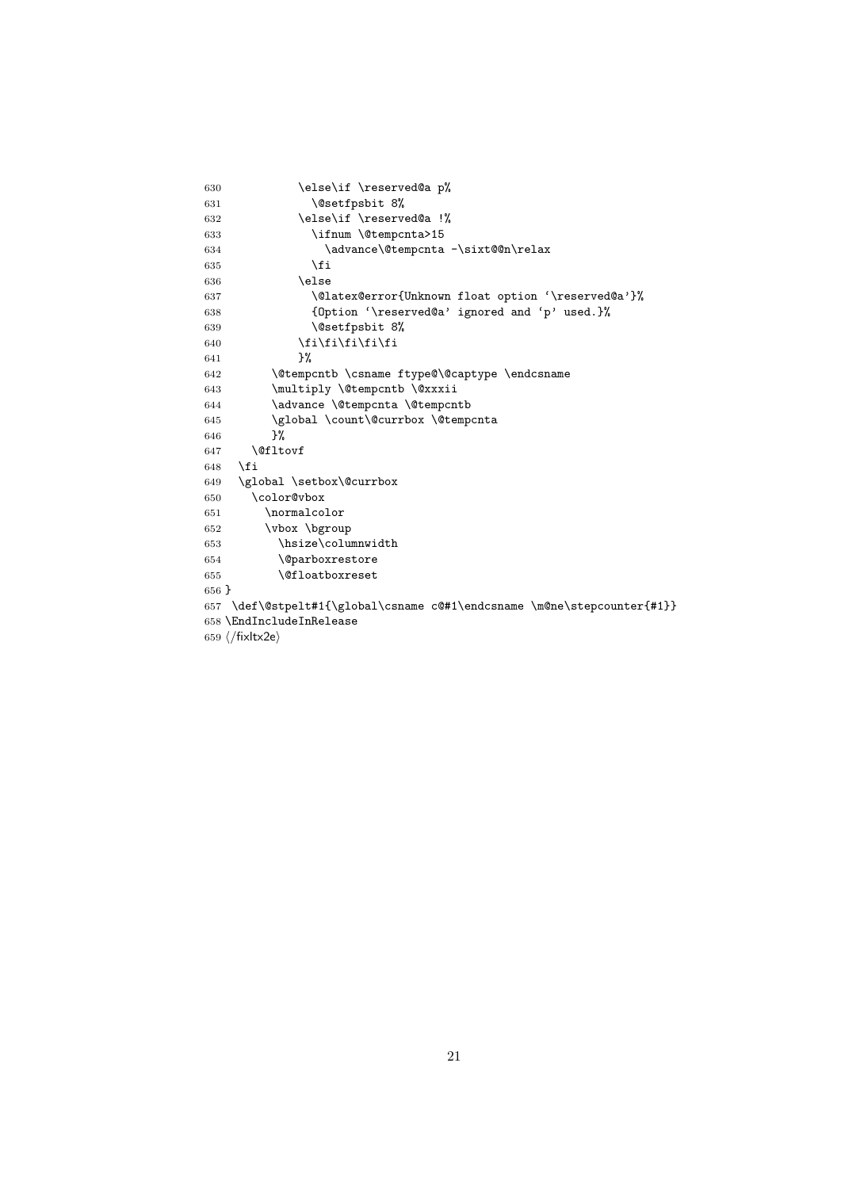```
630           \else\if \reserved@a p%
631             \@setfpsbit 8%
632           \else\if \reserved@a !%
633             \ifnum \@tempcnta>15
634               \advance\@tempcnta -\sixt@@n\relax
635             \fi
636           \else
637             \@latex@error{Unknown float option `\reserved@a'}%
638             {Option `\reserved@a' ignored and `p' used.}%
639             \@setfpsbit 8%
640           \fi\fi\fi\fi\fi
641           }%
642       \@tempcntb \csname ftype@\@captype \endcsname
643       \multiply \@tempcntb \@xxxii
644       \advance \@tempcnta \@tempcntb
645       \global \count\@currbox \@tempcnta
646       }%
647     \@fltovf
648   \fi
649   \global \setbox\@currbox
650     \color@vbox
651       \normalcolor
652       \vbox \bgroup
653         \hsize\columnwidth
654         \@parboxrestore
655         \@floatboxreset
656 }
657  \def\@stpelt#1{\global\csname c@#1\endcsname \m@ne\stepcounter{#1}}
658 \EndIncludeInRelease
659 ⟨/fixltx2e⟩
```